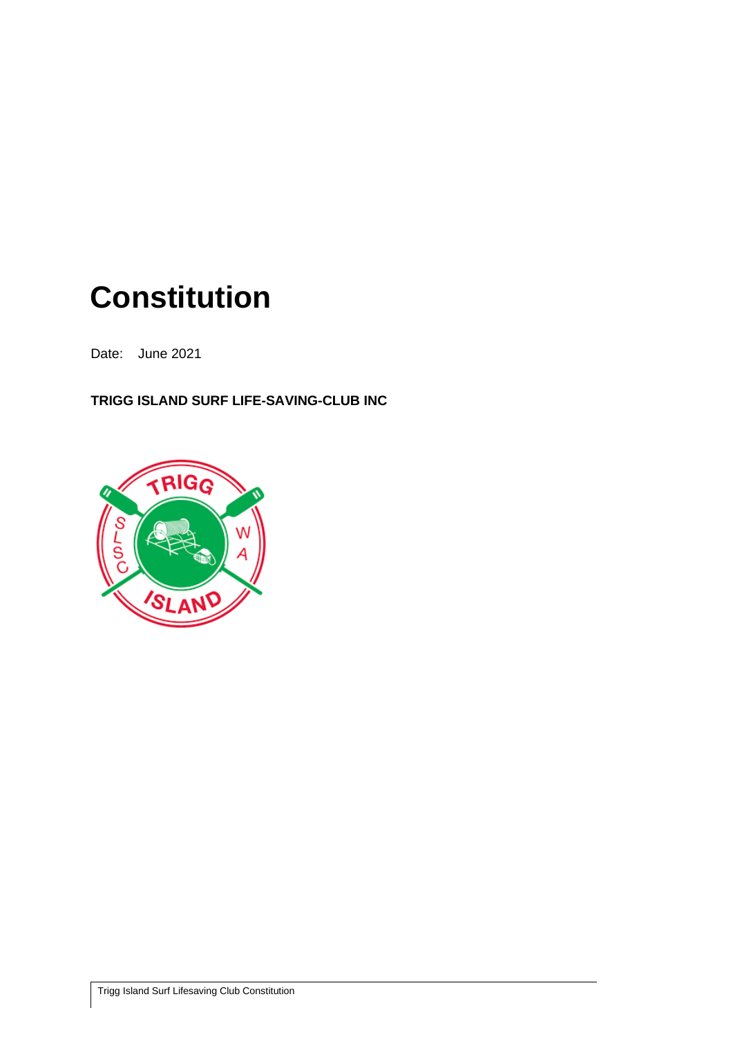# Constitution

Date: June 2021

**TRIGG ISLAND SURF LIFE-SAVING-CLUB INC**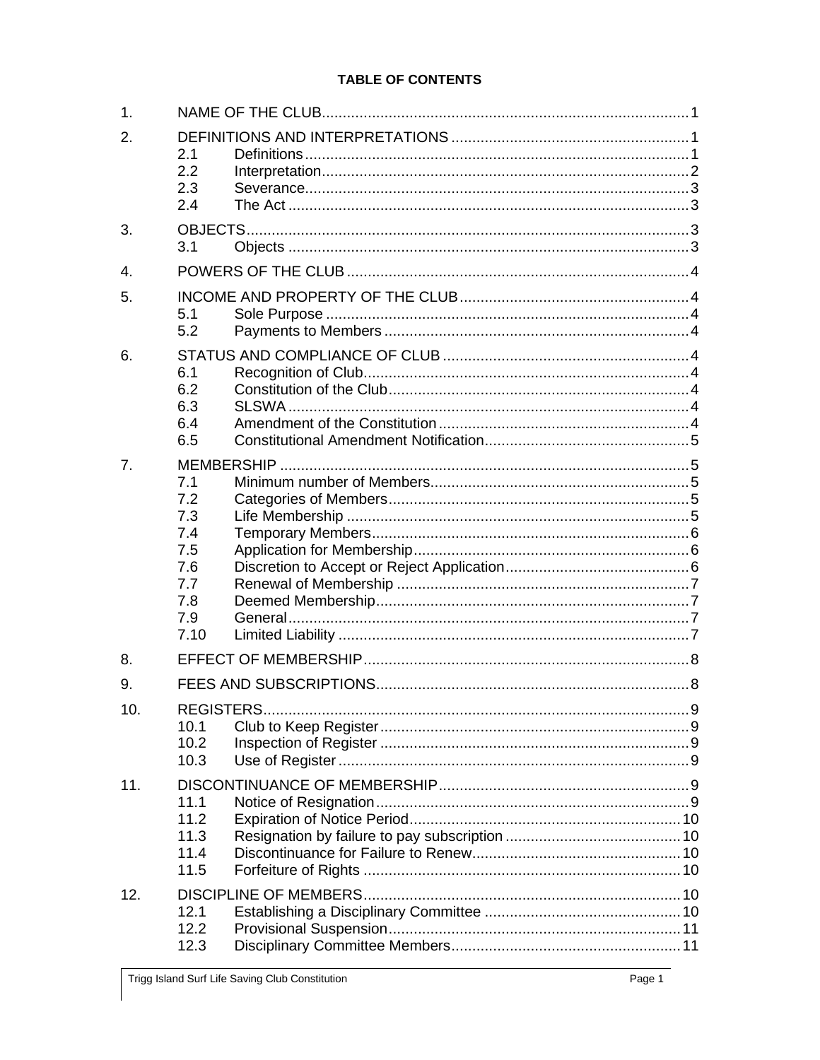**TABLE OF CONTENTS**

| | | |
|---|---|---|
| 1. | NAME OF THE CLUB | 1 |
| 2. | DEFINITIONS AND INTERPRETATIONS | 1 |
| | 2.1 Definitions | 1 |
| | 2.2 Interpretation | 2 |
| | 2.3 Severance | 3 |
| | 2.4 The Act | 3 |
| 3. | OBJECTS | 3 |
| | 3.1 Objects | 3 |
| 4. | POWERS OF THE CLUB | 4 |
| 5. | INCOME AND PROPERTY OF THE CLUB | 4 |
| | 5.1 Sole Purpose | 4 |
| | 5.2 Payments to Members | 4 |
| 6. | STATUS AND COMPLIANCE OF CLUB | 4 |
| | 6.1 Recognition of Club | 4 |
| | 6.2 Constitution of the Club | 4 |
| | 6.3 SLSWA | 4 |
| | 6.4 Amendment of the Constitution | 4 |
| | 6.5 Constitutional Amendment Notification | 5 |
| 7. | MEMBERSHIP | 5 |
| | 7.1 Minimum number of Members | 5 |
| | 7.2 Categories of Members | 5 |
| | 7.3 Life Membership | 5 |
| | 7.4 Temporary Members | 6 |
| | 7.5 Application for Membership | 6 |
| | 7.6 Discretion to Accept or Reject Application | 6 |
| | 7.7 Renewal of Membership | 7 |
| | 7.8 Deemed Membership | 7 |
| | 7.9 General | 7 |
| | 7.10 Limited Liability | 7 |
| 8. | EFFECT OF MEMBERSHIP | 8 |
| 9. | FEES AND SUBSCRIPTIONS | 8 |
| 10. | REGISTERS | 9 |
| | 10.1 Club to Keep Register | 9 |
| | 10.2 Inspection of Register | 9 |
| | 10.3 Use of Register | 9 |
| 11. | DISCONTINUANCE OF MEMBERSHIP | 9 |
| | 11.1 Notice of Resignation | 9 |
| | 11.2 Expiration of Notice Period | 10 |
| | 11.3 Resignation by failure to pay subscription | 10 |
| | 11.4 Discontinuance for Failure to Renew | 10 |
| | 11.5 Forfeiture of Rights | 10 |
| 12. | DISCIPLINE OF MEMBERS | 10 |
| | 12.1 Establishing a Disciplinary Committee | 10 |
| | 12.2 Provisional Suspension | 11 |
| | 12.3 Disciplinary Committee Members | 11 |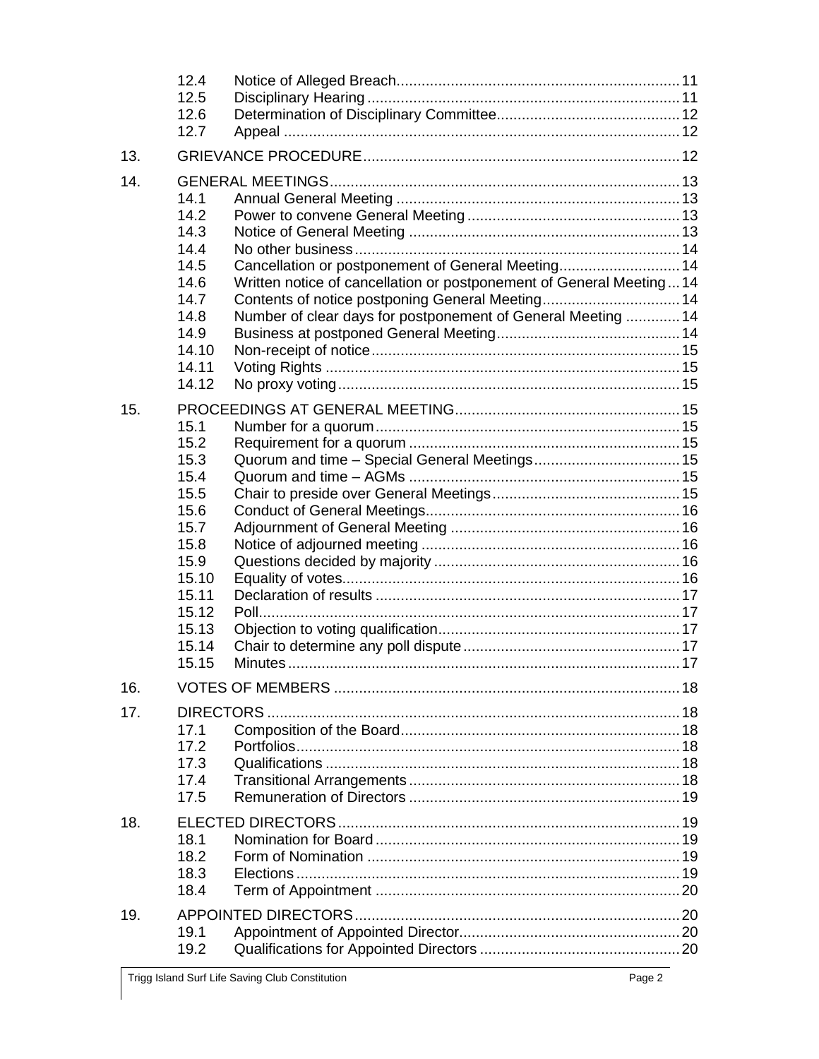| | | | |
|---|---|---|---|
| | 12.4 | Notice of Alleged Breach | 11 |
| | 12.5 | Disciplinary Hearing | 11 |
| | 12.6 | Determination of Disciplinary Committee | 12 |
| | 12.7 | Appeal | 12 |
| 13. | GRIEVANCE PROCEDURE | | 12 |
| 14. | GENERAL MEETINGS | | 13 |
| | 14.1 | Annual General Meeting | 13 |
| | 14.2 | Power to convene General Meeting | 13 |
| | 14.3 | Notice of General Meeting | 13 |
| | 14.4 | No other business | 14 |
| | 14.5 | Cancellation or postponement of General Meeting | 14 |
| | 14.6 | Written notice of cancellation or postponement of General Meeting | 14 |
| | 14.7 | Contents of notice postponing General Meeting | 14 |
| | 14.8 | Number of clear days for postponement of General Meeting | 14 |
| | 14.9 | Business at postponed General Meeting | 14 |
| | 14.10 | Non-receipt of notice | 15 |
| | 14.11 | Voting Rights | 15 |
| | 14.12 | No proxy voting | 15 |
| 15. | PROCEEDINGS AT GENERAL MEETING | | 15 |
| | 15.1 | Number for a quorum | 15 |
| | 15.2 | Requirement for a quorum | 15 |
| | 15.3 | Quorum and time – Special General Meetings | 15 |
| | 15.4 | Quorum and time – AGMs | 15 |
| | 15.5 | Chair to preside over General Meetings | 15 |
| | 15.6 | Conduct of General Meetings | 16 |
| | 15.7 | Adjournment of General Meeting | 16 |
| | 15.8 | Notice of adjourned meeting | 16 |
| | 15.9 | Questions decided by majority | 16 |
| | 15.10 | Equality of votes | 16 |
| | 15.11 | Declaration of results | 17 |
| | 15.12 | Poll | 17 |
| | 15.13 | Objection to voting qualification | 17 |
| | 15.14 | Chair to determine any poll dispute | 17 |
| | 15.15 | Minutes | 17 |
| 16. | VOTES OF MEMBERS | | 18 |
| 17. | DIRECTORS | | 18 |
| | 17.1 | Composition of the Board | 18 |
| | 17.2 | Portfolios | 18 |
| | 17.3 | Qualifications | 18 |
| | 17.4 | Transitional Arrangements | 18 |
| | 17.5 | Remuneration of Directors | 19 |
| 18. | ELECTED DIRECTORS | | 19 |
| | 18.1 | Nomination for Board | 19 |
| | 18.2 | Form of Nomination | 19 |
| | 18.3 | Elections | 19 |
| | 18.4 | Term of Appointment | 20 |
| 19. | APPOINTED DIRECTORS | | 20 |
| | 19.1 | Appointment of Appointed Director | 20 |
| | 19.2 | Qualifications for Appointed Directors | 20 |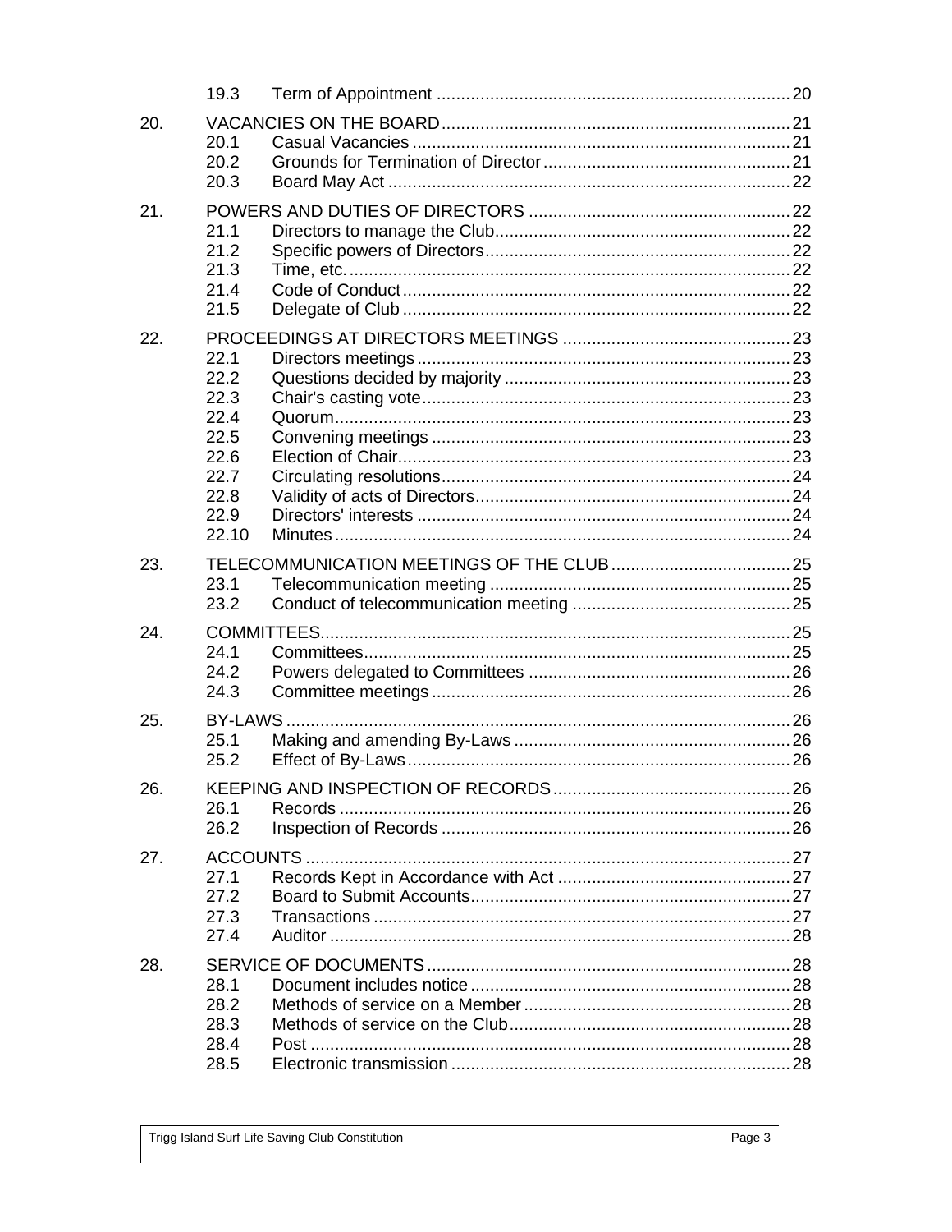| | | | |
|---|---|---|---|
| | 19.3 | Term of Appointment | 20 |
| 20. | VACANCIES ON THE BOARD | | 21 |
| | 20.1 | Casual Vacancies | 21 |
| | 20.2 | Grounds for Termination of Director | 21 |
| | 20.3 | Board May Act | 22 |
| 21. | POWERS AND DUTIES OF DIRECTORS | | 22 |
| | 21.1 | Directors to manage the Club | 22 |
| | 21.2 | Specific powers of Directors | 22 |
| | 21.3 | Time, etc. | 22 |
| | 21.4 | Code of Conduct | 22 |
| | 21.5 | Delegate of Club | 22 |
| 22. | PROCEEDINGS AT DIRECTORS MEETINGS | | 23 |
| | 22.1 | Directors meetings | 23 |
| | 22.2 | Questions decided by majority | 23 |
| | 22.3 | Chair's casting vote | 23 |
| | 22.4 | Quorum | 23 |
| | 22.5 | Convening meetings | 23 |
| | 22.6 | Election of Chair | 23 |
| | 22.7 | Circulating resolutions | 24 |
| | 22.8 | Validity of acts of Directors | 24 |
| | 22.9 | Directors' interests | 24 |
| | 22.10 | Minutes | 24 |
| 23. | TELECOMMUNICATION MEETINGS OF THE CLUB | | 25 |
| | 23.1 | Telecommunication meeting | 25 |
| | 23.2 | Conduct of telecommunication meeting | 25 |
| 24. | COMMITTEES | | 25 |
| | 24.1 | Committees | 25 |
| | 24.2 | Powers delegated to Committees | 26 |
| | 24.3 | Committee meetings | 26 |
| 25. | BY-LAWS | | 26 |
| | 25.1 | Making and amending By-Laws | 26 |
| | 25.2 | Effect of By-Laws | 26 |
| 26. | KEEPING AND INSPECTION OF RECORDS | | 26 |
| | 26.1 | Records | 26 |
| | 26.2 | Inspection of Records | 26 |
| 27. | ACCOUNTS | | 27 |
| | 27.1 | Records Kept in Accordance with Act | 27 |
| | 27.2 | Board to Submit Accounts | 27 |
| | 27.3 | Transactions | 27 |
| | 27.4 | Auditor | 28 |
| 28. | SERVICE OF DOCUMENTS | | 28 |
| | 28.1 | Document includes notice | 28 |
| | 28.2 | Methods of service on a Member | 28 |
| | 28.3 | Methods of service on the Club | 28 |
| | 28.4 | Post | 28 |
| | 28.5 | Electronic transmission | 28 |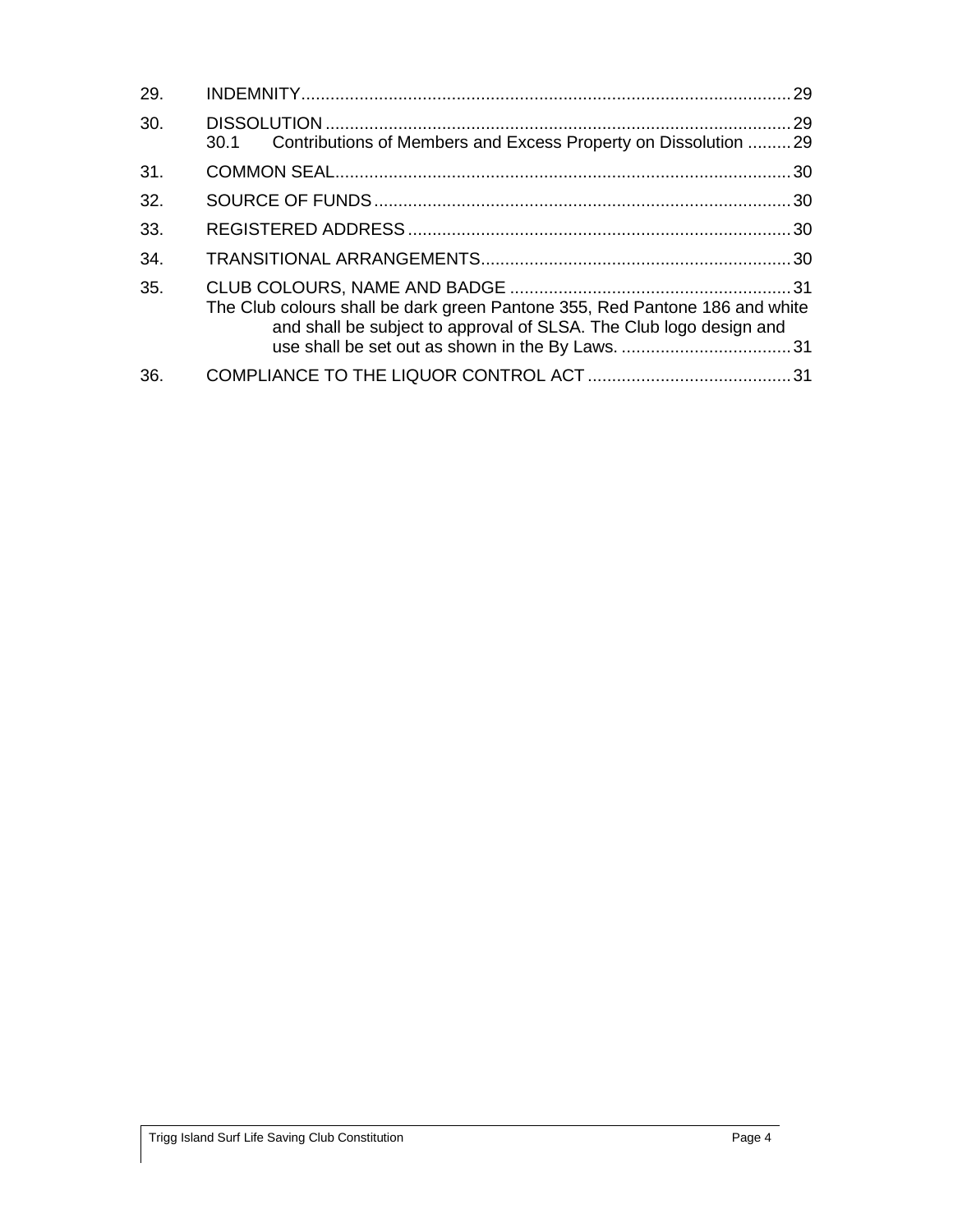| | | |
|---|---|---|
| 29. | INDEMNITY | 29 |
| 30. | DISSOLUTION | 29 |
| | 30.1 Contributions of Members and Excess Property on Dissolution | 29 |
| 31. | COMMON SEAL | 30 |
| 32. | SOURCE OF FUNDS | 30 |
| 33. | REGISTERED ADDRESS | 30 |
| 34. | TRANSITIONAL ARRANGEMENTS | 30 |
| 35. | CLUB COLOURS, NAME AND BADGE | 31 |
| | The Club colours shall be dark green Pantone 355, Red Pantone 186 and white and shall be subject to approval of SLSA. The Club logo design and use shall be set out as shown in the By Laws. | 31 |
| 36. | COMPLIANCE TO THE LIQUOR CONTROL ACT | 31 |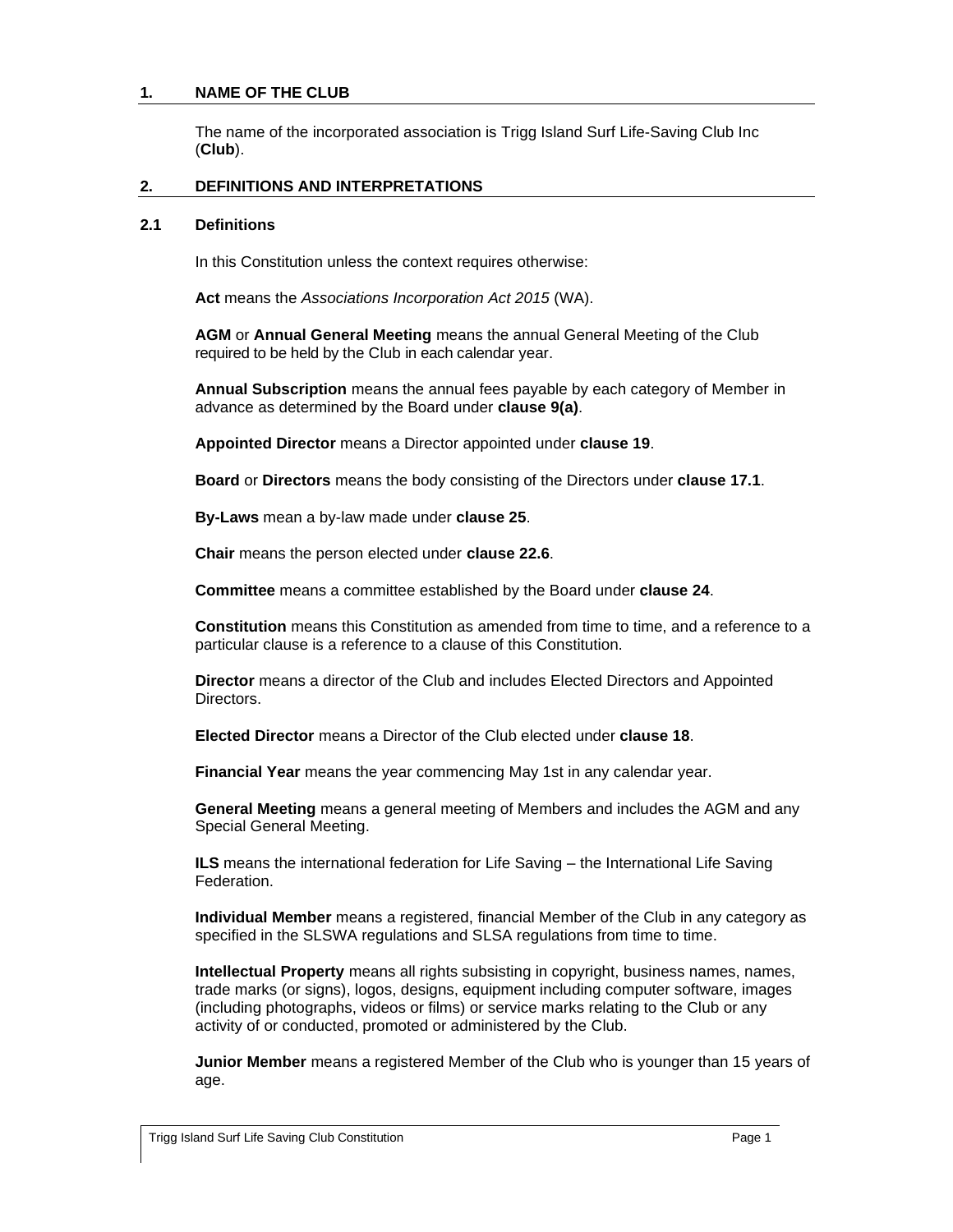## 1. NAME OF THE CLUB

The name of the incorporated association is Trigg Island Surf Life-Saving Club Inc (**Club**).

## 2. DEFINITIONS AND INTERPRETATIONS

### 2.1 Definitions

In this Constitution unless the context requires otherwise:

**Act** means the *Associations Incorporation Act 2015* (WA).

**AGM** or **Annual General Meeting** means the annual General Meeting of the Club required to be held by the Club in each calendar year.

**Annual Subscription** means the annual fees payable by each category of Member in advance as determined by the Board under **clause 9(a)**.

**Appointed Director** means a Director appointed under **clause 19**.

**Board** or **Directors** means the body consisting of the Directors under **clause 17.1**.

**By-Laws** mean a by-law made under **clause 25**.

**Chair** means the person elected under **clause 22.6**.

**Committee** means a committee established by the Board under **clause 24**.

**Constitution** means this Constitution as amended from time to time, and a reference to a particular clause is a reference to a clause of this Constitution.

**Director** means a director of the Club and includes Elected Directors and Appointed Directors.

**Elected Director** means a Director of the Club elected under **clause 18**.

**Financial Year** means the year commencing May 1st in any calendar year.

**General Meeting** means a general meeting of Members and includes the AGM and any Special General Meeting.

**ILS** means the international federation for Life Saving – the International Life Saving Federation.

**Individual Member** means a registered, financial Member of the Club in any category as specified in the SLSWA regulations and SLSA regulations from time to time.

**Intellectual Property** means all rights subsisting in copyright, business names, names, trade marks (or signs), logos, designs, equipment including computer software, images (including photographs, videos or films) or service marks relating to the Club or any activity of or conducted, promoted or administered by the Club.

**Junior Member** means a registered Member of the Club who is younger than 15 years of age.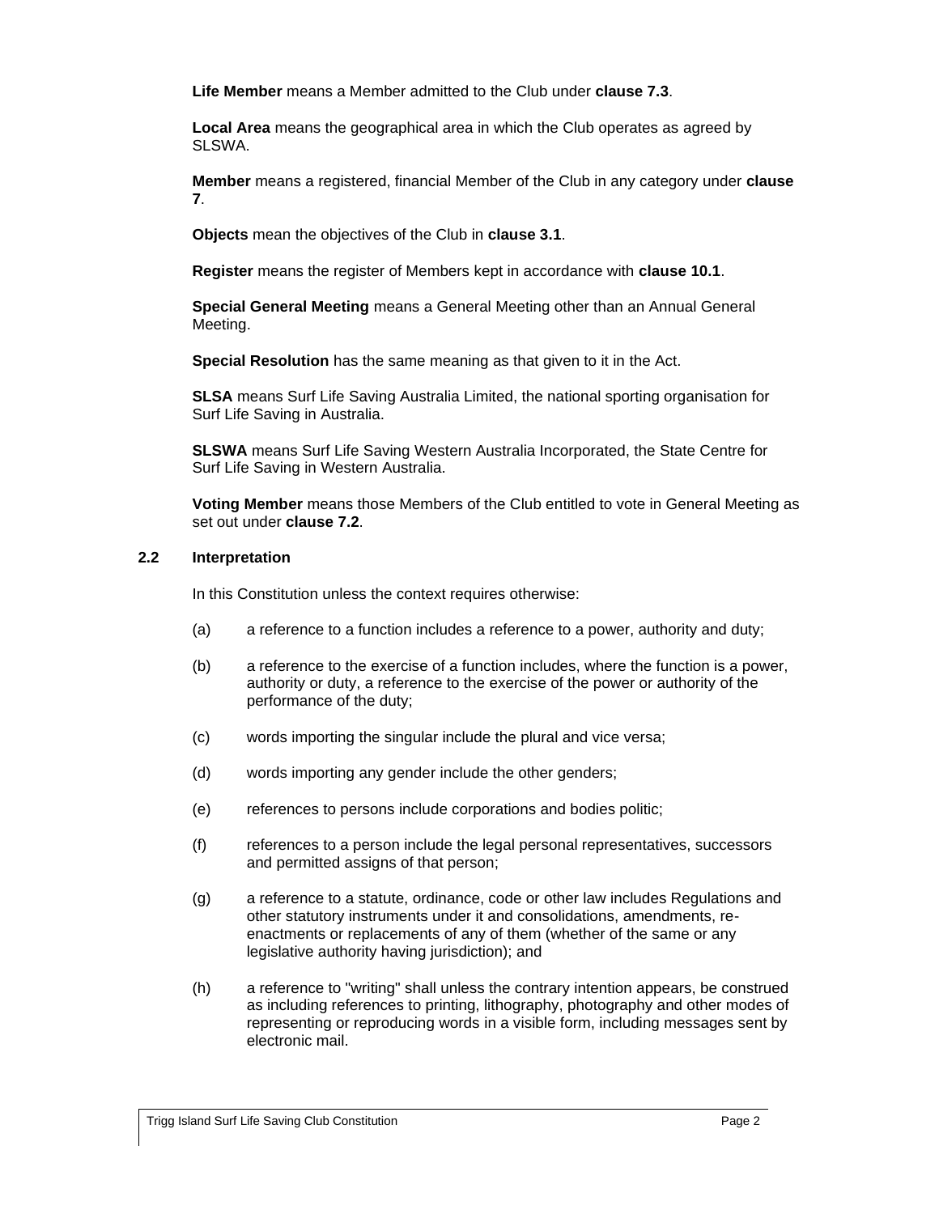**Life Member** means a Member admitted to the Club under **clause 7.3**.

**Local Area** means the geographical area in which the Club operates as agreed by SLSWA.

**Member** means a registered, financial Member of the Club in any category under **clause 7**.

**Objects** mean the objectives of the Club in **clause 3.1**.

**Register** means the register of Members kept in accordance with **clause 10.1**.

**Special General Meeting** means a General Meeting other than an Annual General Meeting.

**Special Resolution** has the same meaning as that given to it in the Act.

**SLSA** means Surf Life Saving Australia Limited, the national sporting organisation for Surf Life Saving in Australia.

**SLSWA** means Surf Life Saving Western Australia Incorporated, the State Centre for Surf Life Saving in Western Australia.

**Voting Member** means those Members of the Club entitled to vote in General Meeting as set out under **clause 7.2**.

### 2.2 Interpretation

In this Constitution unless the context requires otherwise:

(a) a reference to a function includes a reference to a power, authority and duty;

(b) a reference to the exercise of a function includes, where the function is a power, authority or duty, a reference to the exercise of the power or authority of the performance of the duty;

(c) words importing the singular include the plural and vice versa;

(d) words importing any gender include the other genders;

(e) references to persons include corporations and bodies politic;

(f) references to a person include the legal personal representatives, successors and permitted assigns of that person;

(g) a reference to a statute, ordinance, code or other law includes Regulations and other statutory instruments under it and consolidations, amendments, re-enactments or replacements of any of them (whether of the same or any legislative authority having jurisdiction); and

(h) a reference to "writing" shall unless the contrary intention appears, be construed as including references to printing, lithography, photography and other modes of representing or reproducing words in a visible form, including messages sent by electronic mail.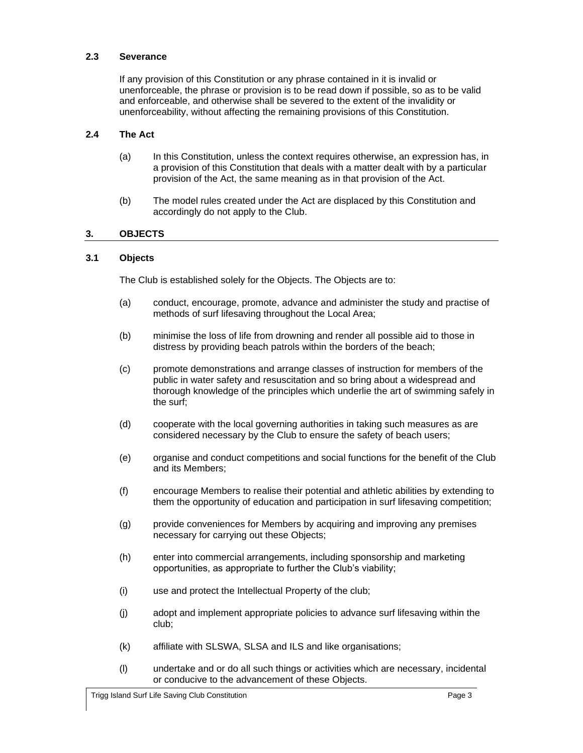### 2.3 Severance

If any provision of this Constitution or any phrase contained in it is invalid or unenforceable, the phrase or provision is to be read down if possible, so as to be valid and enforceable, and otherwise shall be severed to the extent of the invalidity or unenforceability, without affecting the remaining provisions of this Constitution.

### 2.4 The Act

(a) In this Constitution, unless the context requires otherwise, an expression has, in a provision of this Constitution that deals with a matter dealt with by a particular provision of the Act, the same meaning as in that provision of the Act.

(b) The model rules created under the Act are displaced by this Constitution and accordingly do not apply to the Club.

## 3. OBJECTS

### 3.1 Objects

The Club is established solely for the Objects. The Objects are to:

(a) conduct, encourage, promote, advance and administer the study and practise of methods of surf lifesaving throughout the Local Area;

(b) minimise the loss of life from drowning and render all possible aid to those in distress by providing beach patrols within the borders of the beach;

(c) promote demonstrations and arrange classes of instruction for members of the public in water safety and resuscitation and so bring about a widespread and thorough knowledge of the principles which underlie the art of swimming safely in the surf;

(d) cooperate with the local governing authorities in taking such measures as are considered necessary by the Club to ensure the safety of beach users;

(e) organise and conduct competitions and social functions for the benefit of the Club and its Members;

(f) encourage Members to realise their potential and athletic abilities by extending to them the opportunity of education and participation in surf lifesaving competition;

(g) provide conveniences for Members by acquiring and improving any premises necessary for carrying out these Objects;

(h) enter into commercial arrangements, including sponsorship and marketing opportunities, as appropriate to further the Club's viability;

(i) use and protect the Intellectual Property of the club;

(j) adopt and implement appropriate policies to advance surf lifesaving within the club;

(k) affiliate with SLSWA, SLSA and ILS and like organisations;

(l) undertake and or do all such things or activities which are necessary, incidental or conducive to the advancement of these Objects.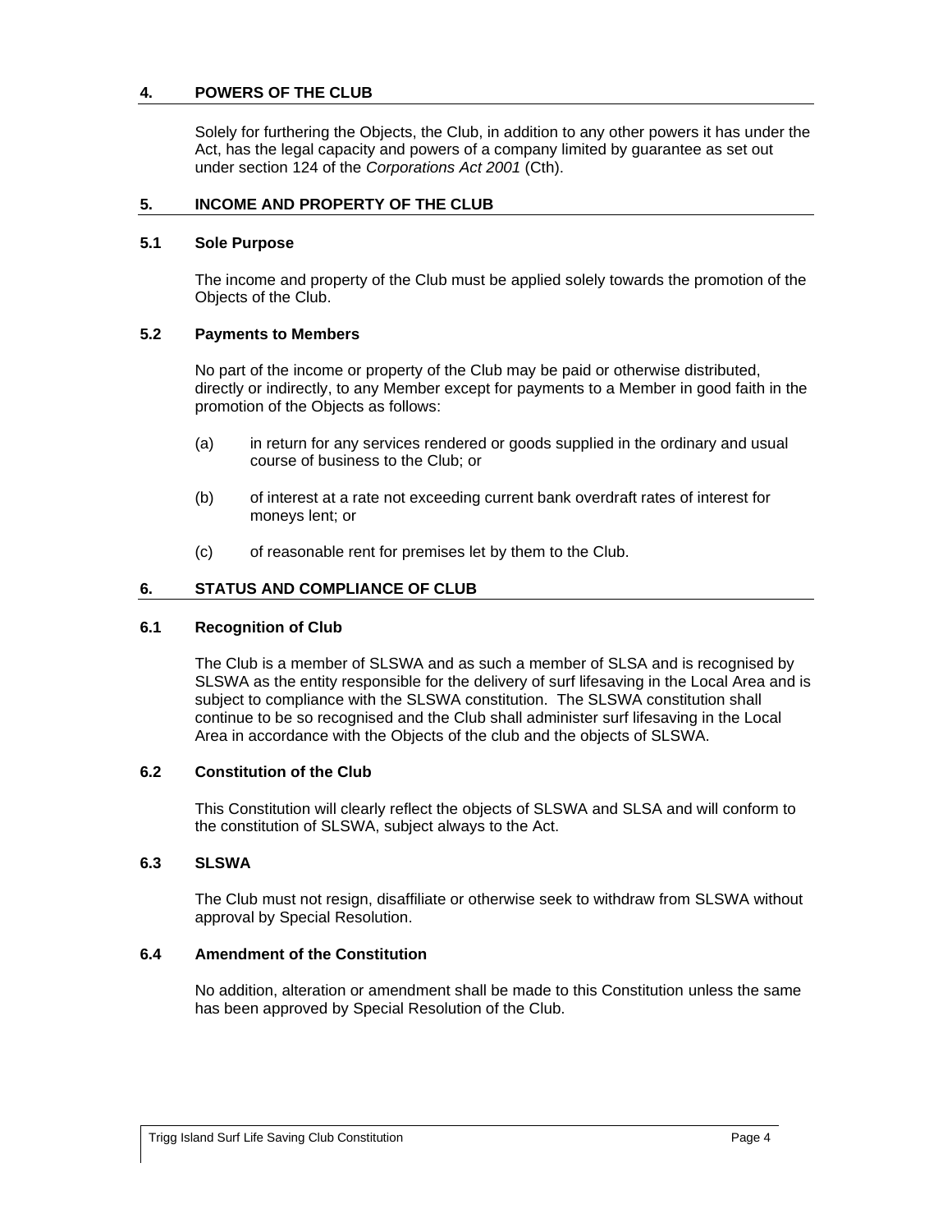## 4. POWERS OF THE CLUB

Solely for furthering the Objects, the Club, in addition to any other powers it has under the Act, has the legal capacity and powers of a company limited by guarantee as set out under section 124 of the *Corporations Act 2001* (Cth).

## 5. INCOME AND PROPERTY OF THE CLUB

### 5.1 Sole Purpose

The income and property of the Club must be applied solely towards the promotion of the Objects of the Club.

### 5.2 Payments to Members

No part of the income or property of the Club may be paid or otherwise distributed, directly or indirectly, to any Member except for payments to a Member in good faith in the promotion of the Objects as follows:

(a) in return for any services rendered or goods supplied in the ordinary and usual course of business to the Club; or

(b) of interest at a rate not exceeding current bank overdraft rates of interest for moneys lent; or

(c) of reasonable rent for premises let by them to the Club.

## 6. STATUS AND COMPLIANCE OF CLUB

### 6.1 Recognition of Club

The Club is a member of SLSWA and as such a member of SLSA and is recognised by SLSWA as the entity responsible for the delivery of surf lifesaving in the Local Area and is subject to compliance with the SLSWA constitution. The SLSWA constitution shall continue to be so recognised and the Club shall administer surf lifesaving in the Local Area in accordance with the Objects of the club and the objects of SLSWA.

### 6.2 Constitution of the Club

This Constitution will clearly reflect the objects of SLSWA and SLSA and will conform to the constitution of SLSWA, subject always to the Act.

### 6.3 SLSWA

The Club must not resign, disaffiliate or otherwise seek to withdraw from SLSWA without approval by Special Resolution.

### 6.4 Amendment of the Constitution

No addition, alteration or amendment shall be made to this Constitution unless the same has been approved by Special Resolution of the Club.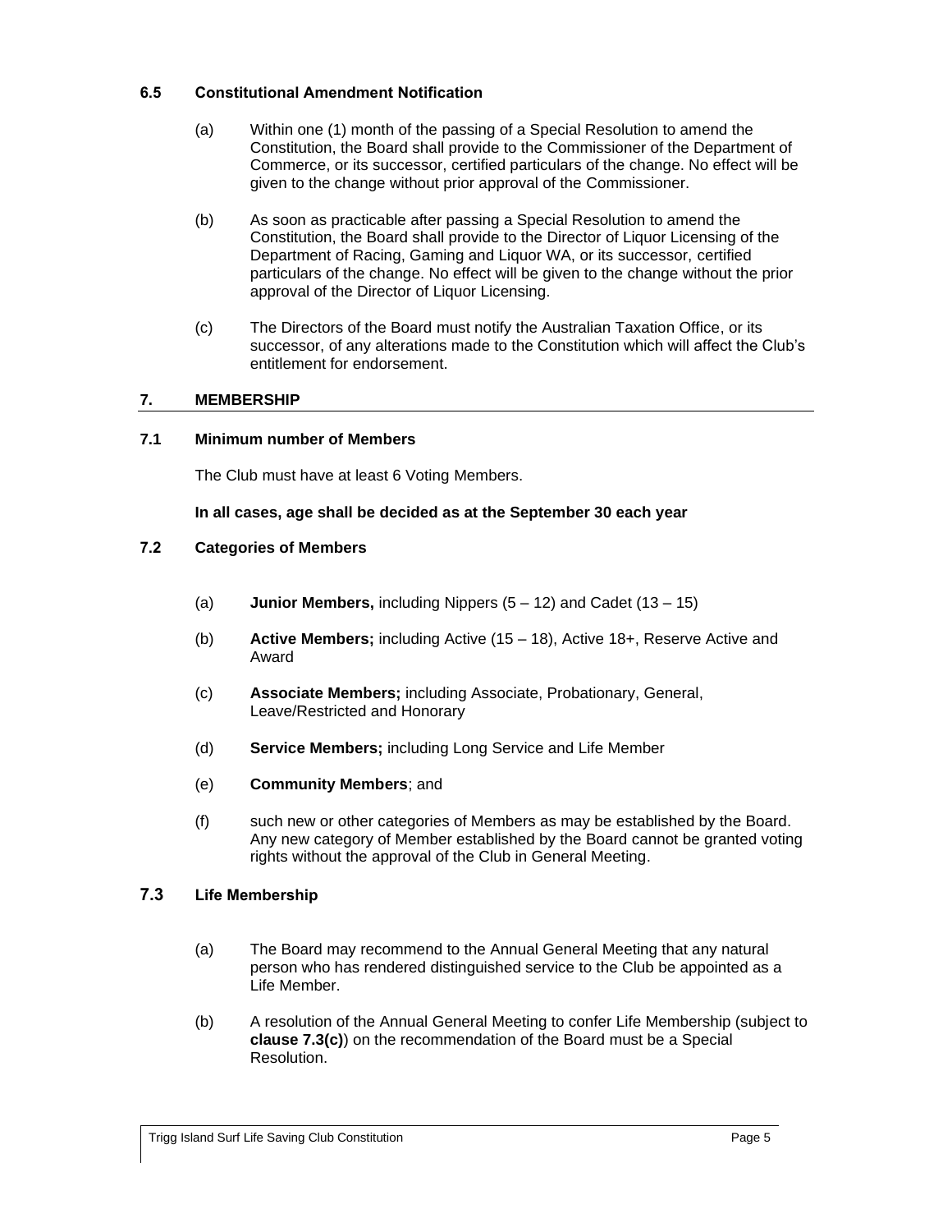### 6.5 Constitutional Amendment Notification

(a) Within one (1) month of the passing of a Special Resolution to amend the Constitution, the Board shall provide to the Commissioner of the Department of Commerce, or its successor, certified particulars of the change. No effect will be given to the change without prior approval of the Commissioner.

(b) As soon as practicable after passing a Special Resolution to amend the Constitution, the Board shall provide to the Director of Liquor Licensing of the Department of Racing, Gaming and Liquor WA, or its successor, certified particulars of the change. No effect will be given to the change without the prior approval of the Director of Liquor Licensing.

(c) The Directors of the Board must notify the Australian Taxation Office, or its successor, of any alterations made to the Constitution which will affect the Club's entitlement for endorsement.

## 7. MEMBERSHIP

### 7.1 Minimum number of Members

The Club must have at least 6 Voting Members.

**In all cases, age shall be decided as at the September 30 each year**

### 7.2 Categories of Members

(a) **Junior Members,** including Nippers (5 – 12) and Cadet (13 – 15)

(b) **Active Members;** including Active (15 – 18), Active 18+, Reserve Active and Award

(c) **Associate Members;** including Associate, Probationary, General, Leave/Restricted and Honorary

(d) **Service Members;** including Long Service and Life Member

(e) **Community Members**; and

(f) such new or other categories of Members as may be established by the Board. Any new category of Member established by the Board cannot be granted voting rights without the approval of the Club in General Meeting.

### 7.3 Life Membership

(a) The Board may recommend to the Annual General Meeting that any natural person who has rendered distinguished service to the Club be appointed as a Life Member.

(b) A resolution of the Annual General Meeting to confer Life Membership (subject to **clause 7.3(c)**) on the recommendation of the Board must be a Special Resolution.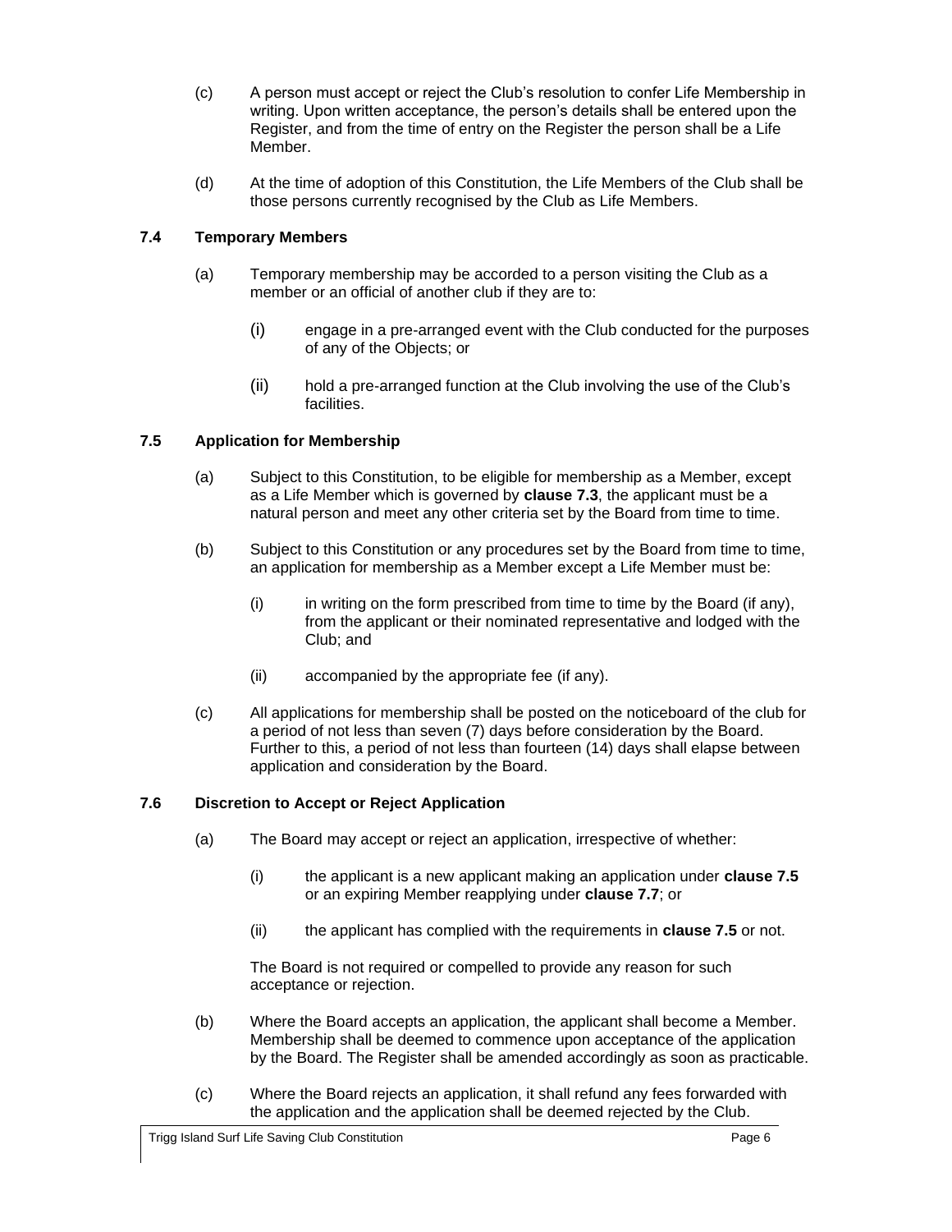(c) A person must accept or reject the Club's resolution to confer Life Membership in writing. Upon written acceptance, the person's details shall be entered upon the Register, and from the time of entry on the Register the person shall be a Life Member.

(d) At the time of adoption of this Constitution, the Life Members of the Club shall be those persons currently recognised by the Club as Life Members.

### 7.4 Temporary Members

(a) Temporary membership may be accorded to a person visiting the Club as a member or an official of another club if they are to:

(i) engage in a pre-arranged event with the Club conducted for the purposes of any of the Objects; or

(ii) hold a pre-arranged function at the Club involving the use of the Club's facilities.

### 7.5 Application for Membership

(a) Subject to this Constitution, to be eligible for membership as a Member, except as a Life Member which is governed by **clause 7.3**, the applicant must be a natural person and meet any other criteria set by the Board from time to time.

(b) Subject to this Constitution or any procedures set by the Board from time to time, an application for membership as a Member except a Life Member must be:

(i) in writing on the form prescribed from time to time by the Board (if any), from the applicant or their nominated representative and lodged with the Club; and

(ii) accompanied by the appropriate fee (if any).

(c) All applications for membership shall be posted on the noticeboard of the club for a period of not less than seven (7) days before consideration by the Board. Further to this, a period of not less than fourteen (14) days shall elapse between application and consideration by the Board.

### 7.6 Discretion to Accept or Reject Application

(a) The Board may accept or reject an application, irrespective of whether:

(i) the applicant is a new applicant making an application under **clause 7.5** or an expiring Member reapplying under **clause 7.7**; or

(ii) the applicant has complied with the requirements in **clause 7.5** or not.

The Board is not required or compelled to provide any reason for such acceptance or rejection.

(b) Where the Board accepts an application, the applicant shall become a Member. Membership shall be deemed to commence upon acceptance of the application by the Board. The Register shall be amended accordingly as soon as practicable.

(c) Where the Board rejects an application, it shall refund any fees forwarded with the application and the application shall be deemed rejected by the Club.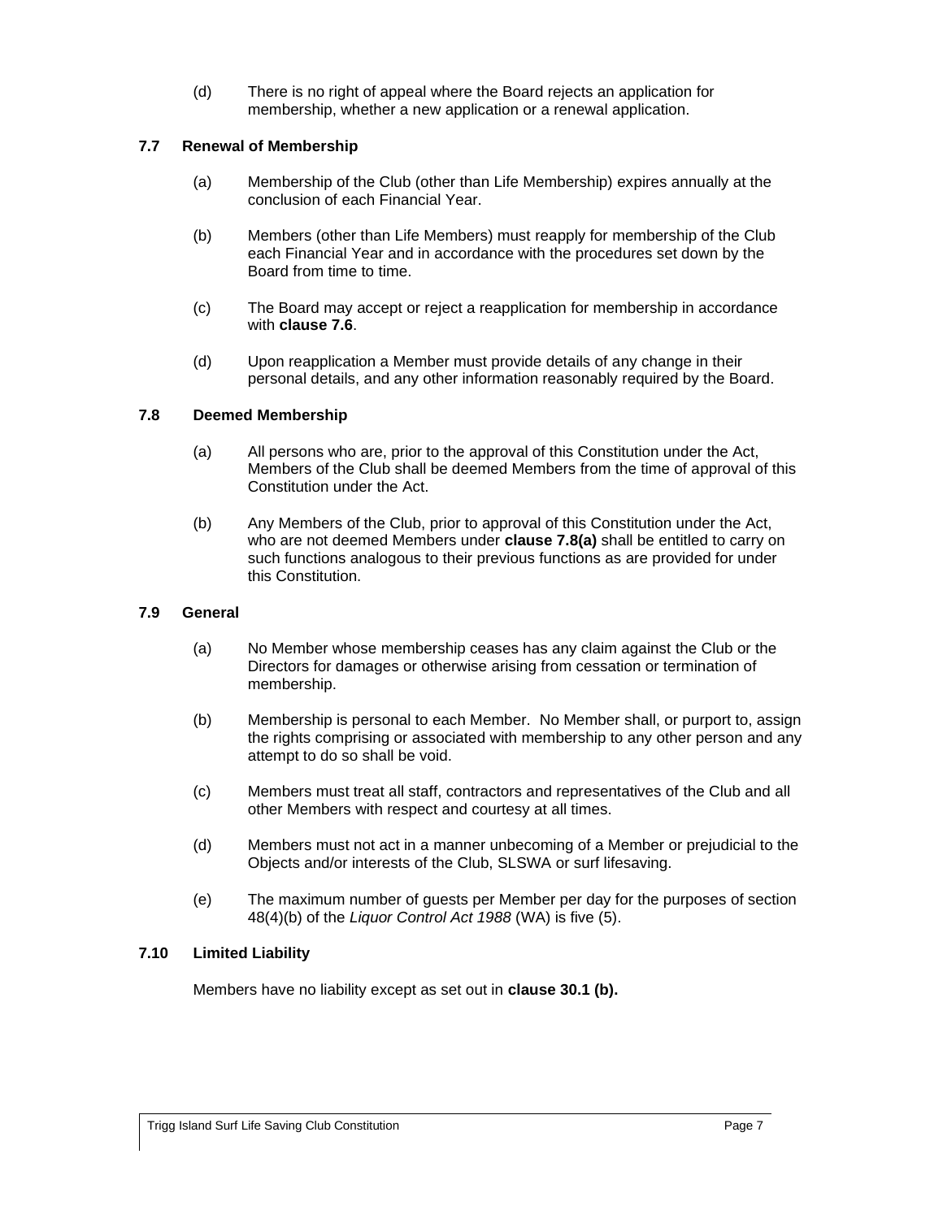(d) There is no right of appeal where the Board rejects an application for membership, whether a new application or a renewal application.

### 7.7 Renewal of Membership

(a) Membership of the Club (other than Life Membership) expires annually at the conclusion of each Financial Year.

(b) Members (other than Life Members) must reapply for membership of the Club each Financial Year and in accordance with the procedures set down by the Board from time to time.

(c) The Board may accept or reject a reapplication for membership in accordance with **clause 7.6**.

(d) Upon reapplication a Member must provide details of any change in their personal details, and any other information reasonably required by the Board.

### 7.8 Deemed Membership

(a) All persons who are, prior to the approval of this Constitution under the Act, Members of the Club shall be deemed Members from the time of approval of this Constitution under the Act.

(b) Any Members of the Club, prior to approval of this Constitution under the Act, who are not deemed Members under **clause 7.8(a)** shall be entitled to carry on such functions analogous to their previous functions as are provided for under this Constitution.

### 7.9 General

(a) No Member whose membership ceases has any claim against the Club or the Directors for damages or otherwise arising from cessation or termination of membership.

(b) Membership is personal to each Member. No Member shall, or purport to, assign the rights comprising or associated with membership to any other person and any attempt to do so shall be void.

(c) Members must treat all staff, contractors and representatives of the Club and all other Members with respect and courtesy at all times.

(d) Members must not act in a manner unbecoming of a Member or prejudicial to the Objects and/or interests of the Club, SLSWA or surf lifesaving.

(e) The maximum number of guests per Member per day for the purposes of section 48(4)(b) of the *Liquor Control Act 1988* (WA) is five (5).

### 7.10 Limited Liability

Members have no liability except as set out in **clause 30.1 (b).**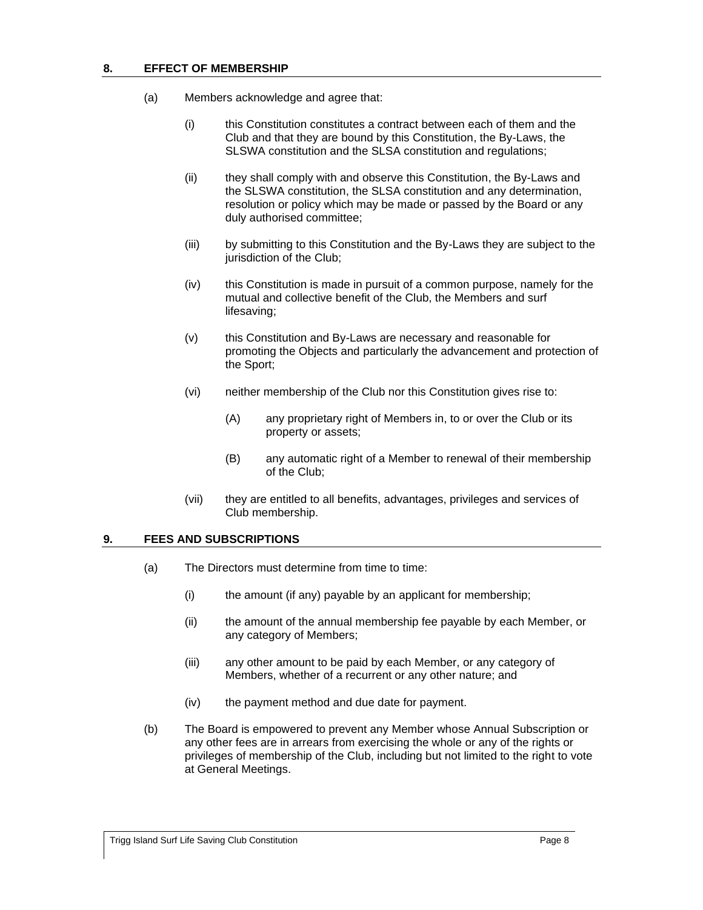## 8. EFFECT OF MEMBERSHIP

(a) Members acknowledge and agree that:

(i) this Constitution constitutes a contract between each of them and the Club and that they are bound by this Constitution, the By-Laws, the SLSWA constitution and the SLSA constitution and regulations;

(ii) they shall comply with and observe this Constitution, the By-Laws and the SLSWA constitution, the SLSA constitution and any determination, resolution or policy which may be made or passed by the Board or any duly authorised committee;

(iii) by submitting to this Constitution and the By-Laws they are subject to the jurisdiction of the Club;

(iv) this Constitution is made in pursuit of a common purpose, namely for the mutual and collective benefit of the Club, the Members and surf lifesaving;

(v) this Constitution and By-Laws are necessary and reasonable for promoting the Objects and particularly the advancement and protection of the Sport;

(vi) neither membership of the Club nor this Constitution gives rise to:

(A) any proprietary right of Members in, to or over the Club or its property or assets;

(B) any automatic right of a Member to renewal of their membership of the Club;

(vii) they are entitled to all benefits, advantages, privileges and services of Club membership.

## 9. FEES AND SUBSCRIPTIONS

(a) The Directors must determine from time to time:

(i) the amount (if any) payable by an applicant for membership;

(ii) the amount of the annual membership fee payable by each Member, or any category of Members;

(iii) any other amount to be paid by each Member, or any category of Members, whether of a recurrent or any other nature; and

(iv) the payment method and due date for payment.

(b) The Board is empowered to prevent any Member whose Annual Subscription or any other fees are in arrears from exercising the whole or any of the rights or privileges of membership of the Club, including but not limited to the right to vote at General Meetings.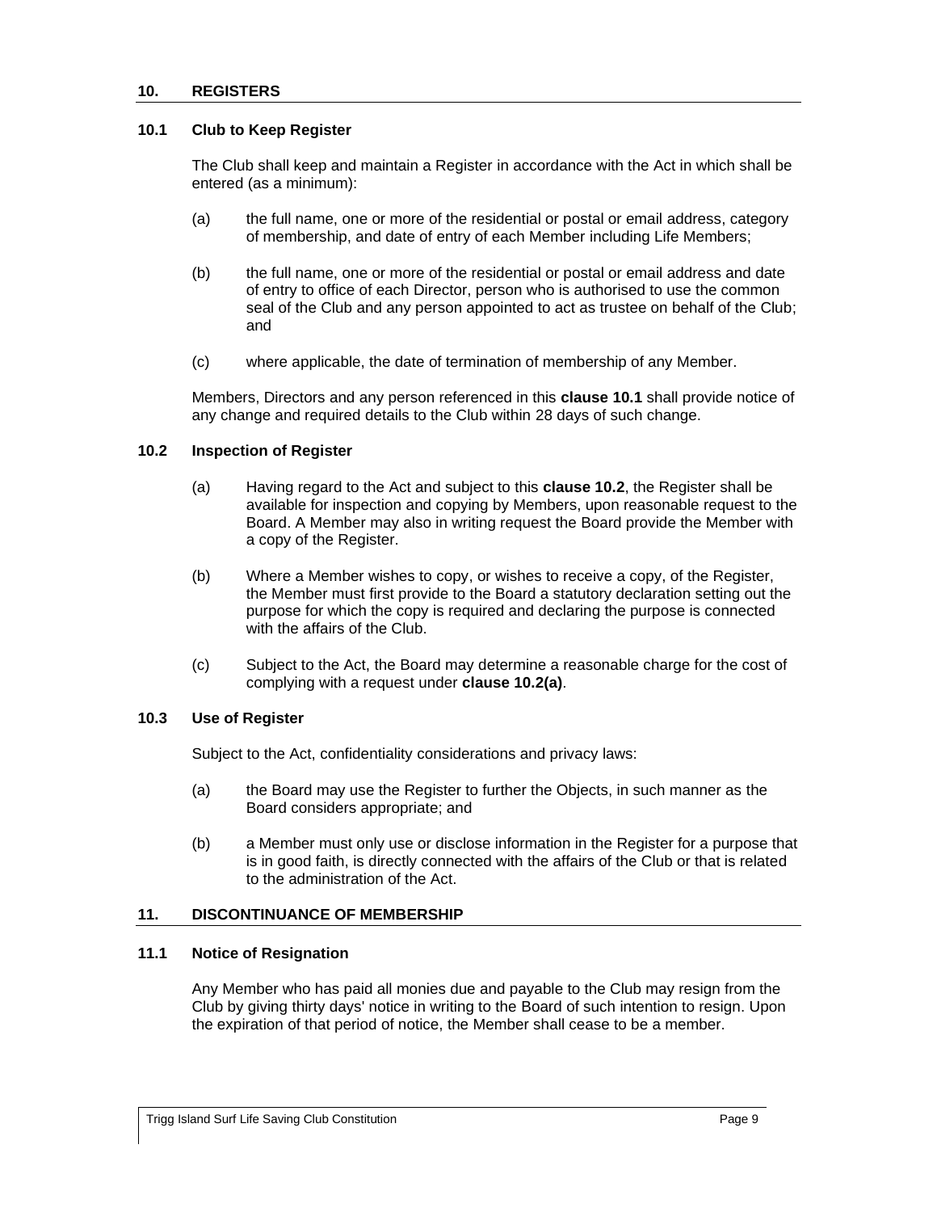## 10. REGISTERS

### 10.1 Club to Keep Register

The Club shall keep and maintain a Register in accordance with the Act in which shall be entered (as a minimum):

(a) the full name, one or more of the residential or postal or email address, category of membership, and date of entry of each Member including Life Members;

(b) the full name, one or more of the residential or postal or email address and date of entry to office of each Director, person who is authorised to use the common seal of the Club and any person appointed to act as trustee on behalf of the Club; and

(c) where applicable, the date of termination of membership of any Member.

Members, Directors and any person referenced in this **clause 10.1** shall provide notice of any change and required details to the Club within 28 days of such change.

### 10.2 Inspection of Register

(a) Having regard to the Act and subject to this **clause 10.2**, the Register shall be available for inspection and copying by Members, upon reasonable request to the Board. A Member may also in writing request the Board provide the Member with a copy of the Register.

(b) Where a Member wishes to copy, or wishes to receive a copy, of the Register, the Member must first provide to the Board a statutory declaration setting out the purpose for which the copy is required and declaring the purpose is connected with the affairs of the Club.

(c) Subject to the Act, the Board may determine a reasonable charge for the cost of complying with a request under **clause 10.2(a)**.

### 10.3 Use of Register

Subject to the Act, confidentiality considerations and privacy laws:

(a) the Board may use the Register to further the Objects, in such manner as the Board considers appropriate; and

(b) a Member must only use or disclose information in the Register for a purpose that is in good faith, is directly connected with the affairs of the Club or that is related to the administration of the Act.

## 11. DISCONTINUANCE OF MEMBERSHIP

### 11.1 Notice of Resignation

Any Member who has paid all monies due and payable to the Club may resign from the Club by giving thirty days' notice in writing to the Board of such intention to resign. Upon the expiration of that period of notice, the Member shall cease to be a member.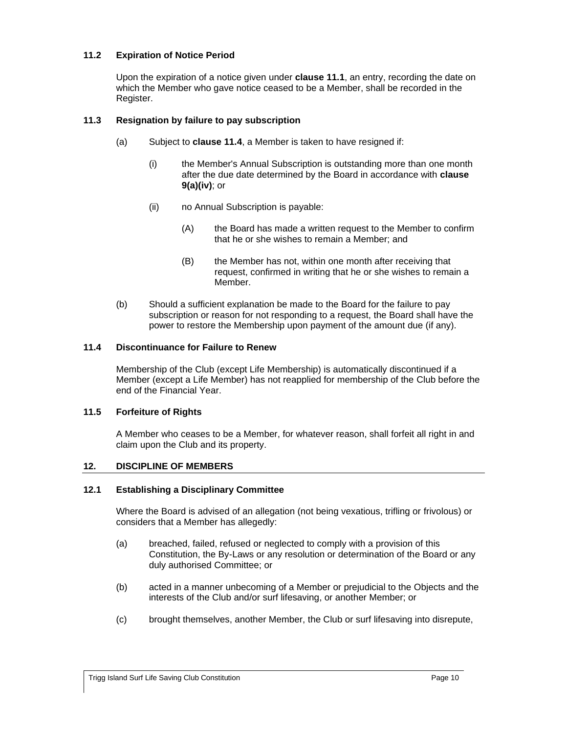### 11.2 Expiration of Notice Period

Upon the expiration of a notice given under **clause 11.1**, an entry, recording the date on which the Member who gave notice ceased to be a Member, shall be recorded in the Register.

### 11.3 Resignation by failure to pay subscription

(a) Subject to **clause 11.4**, a Member is taken to have resigned if:

(i) the Member's Annual Subscription is outstanding more than one month after the due date determined by the Board in accordance with **clause 9(a)(iv)**; or

(ii) no Annual Subscription is payable:

(A) the Board has made a written request to the Member to confirm that he or she wishes to remain a Member; and

(B) the Member has not, within one month after receiving that request, confirmed in writing that he or she wishes to remain a Member.

(b) Should a sufficient explanation be made to the Board for the failure to pay subscription or reason for not responding to a request, the Board shall have the power to restore the Membership upon payment of the amount due (if any).

### 11.4 Discontinuance for Failure to Renew

Membership of the Club (except Life Membership) is automatically discontinued if a Member (except a Life Member) has not reapplied for membership of the Club before the end of the Financial Year.

### 11.5 Forfeiture of Rights

A Member who ceases to be a Member, for whatever reason, shall forfeit all right in and claim upon the Club and its property.

## 12. DISCIPLINE OF MEMBERS

### 12.1 Establishing a Disciplinary Committee

Where the Board is advised of an allegation (not being vexatious, trifling or frivolous) or considers that a Member has allegedly:

(a) breached, failed, refused or neglected to comply with a provision of this Constitution, the By-Laws or any resolution or determination of the Board or any duly authorised Committee; or

(b) acted in a manner unbecoming of a Member or prejudicial to the Objects and the interests of the Club and/or surf lifesaving, or another Member; or

(c) brought themselves, another Member, the Club or surf lifesaving into disrepute,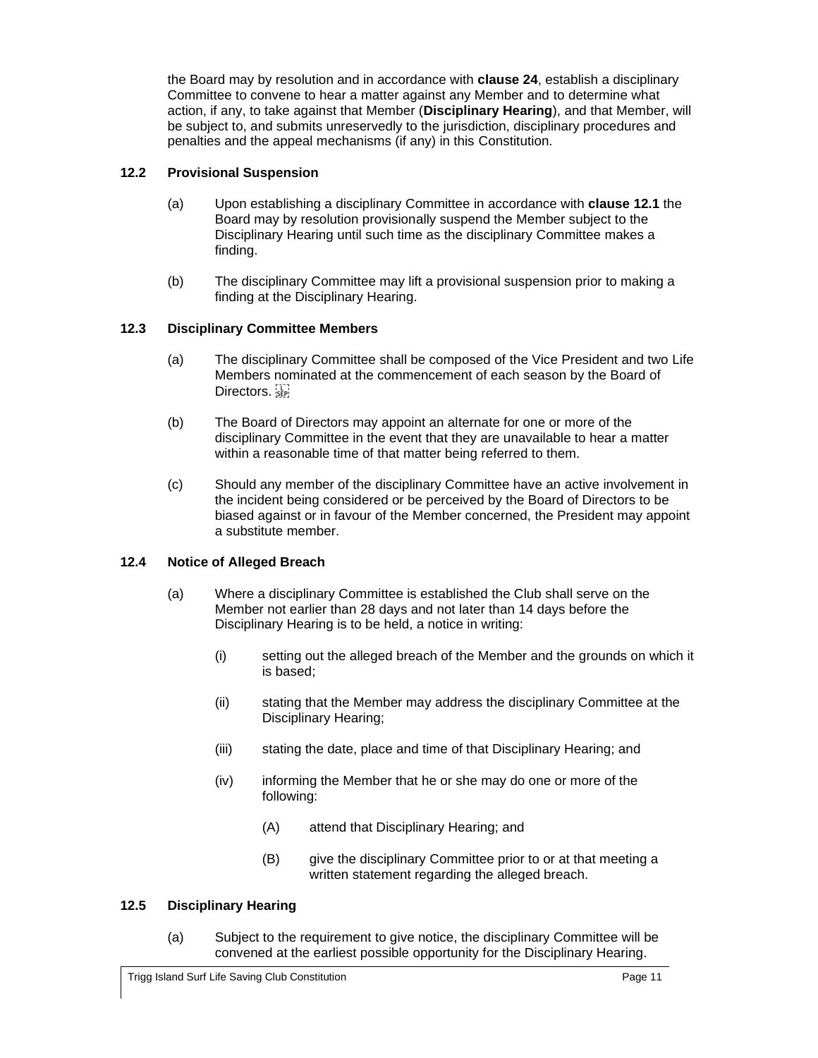the Board may by resolution and in accordance with **clause 24**, establish a disciplinary Committee to convene to hear a matter against any Member and to determine what action, if any, to take against that Member (**Disciplinary Hearing**), and that Member, will be subject to, and submits unreservedly to the jurisdiction, disciplinary procedures and penalties and the appeal mechanisms (if any) in this Constitution.

### 12.2 Provisional Suspension

(a) Upon establishing a disciplinary Committee in accordance with **clause 12.1** the Board may by resolution provisionally suspend the Member subject to the Disciplinary Hearing until such time as the disciplinary Committee makes a finding.

(b) The disciplinary Committee may lift a provisional suspension prior to making a finding at the Disciplinary Hearing.

### 12.3 Disciplinary Committee Members

(a) The disciplinary Committee shall be composed of the Vice President and two Life Members nominated at the commencement of each season by the Board of Directors.

(b) The Board of Directors may appoint an alternate for one or more of the disciplinary Committee in the event that they are unavailable to hear a matter within a reasonable time of that matter being referred to them.

(c) Should any member of the disciplinary Committee have an active involvement in the incident being considered or be perceived by the Board of Directors to be biased against or in favour of the Member concerned, the President may appoint a substitute member.

### 12.4 Notice of Alleged Breach

(a) Where a disciplinary Committee is established the Club shall serve on the Member not earlier than 28 days and not later than 14 days before the Disciplinary Hearing is to be held, a notice in writing:

   (i) setting out the alleged breach of the Member and the grounds on which it is based;

   (ii) stating that the Member may address the disciplinary Committee at the Disciplinary Hearing;

   (iii) stating the date, place and time of that Disciplinary Hearing; and

   (iv) informing the Member that he or she may do one or more of the following:

      (A) attend that Disciplinary Hearing; and

      (B) give the disciplinary Committee prior to or at that meeting a written statement regarding the alleged breach.

### 12.5 Disciplinary Hearing

(a) Subject to the requirement to give notice, the disciplinary Committee will be convened at the earliest possible opportunity for the Disciplinary Hearing.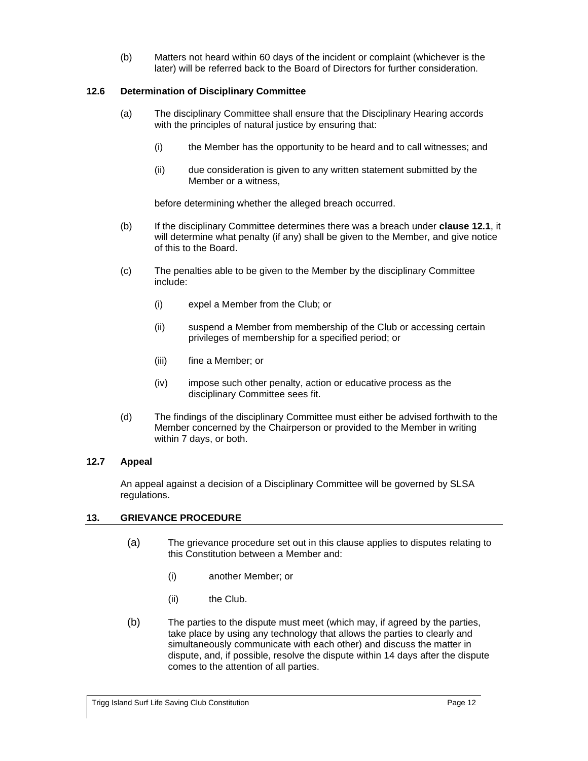(b) Matters not heard within 60 days of the incident or complaint (whichever is the later) will be referred back to the Board of Directors for further consideration.

### 12.6 Determination of Disciplinary Committee

(a) The disciplinary Committee shall ensure that the Disciplinary Hearing accords with the principles of natural justice by ensuring that:

(i) the Member has the opportunity to be heard and to call witnesses; and

(ii) due consideration is given to any written statement submitted by the Member or a witness,

before determining whether the alleged breach occurred.

(b) If the disciplinary Committee determines there was a breach under **clause 12.1**, it will determine what penalty (if any) shall be given to the Member, and give notice of this to the Board.

(c) The penalties able to be given to the Member by the disciplinary Committee include:

(i) expel a Member from the Club; or

(ii) suspend a Member from membership of the Club or accessing certain privileges of membership for a specified period; or

(iii) fine a Member; or

(iv) impose such other penalty, action or educative process as the disciplinary Committee sees fit.

(d) The findings of the disciplinary Committee must either be advised forthwith to the Member concerned by the Chairperson or provided to the Member in writing within 7 days, or both.

### 12.7 Appeal

An appeal against a decision of a Disciplinary Committee will be governed by SLSA regulations.

## 13. GRIEVANCE PROCEDURE

(a) The grievance procedure set out in this clause applies to disputes relating to this Constitution between a Member and:

(i) another Member; or

(ii) the Club.

(b) The parties to the dispute must meet (which may, if agreed by the parties, take place by using any technology that allows the parties to clearly and simultaneously communicate with each other) and discuss the matter in dispute, and, if possible, resolve the dispute within 14 days after the dispute comes to the attention of all parties.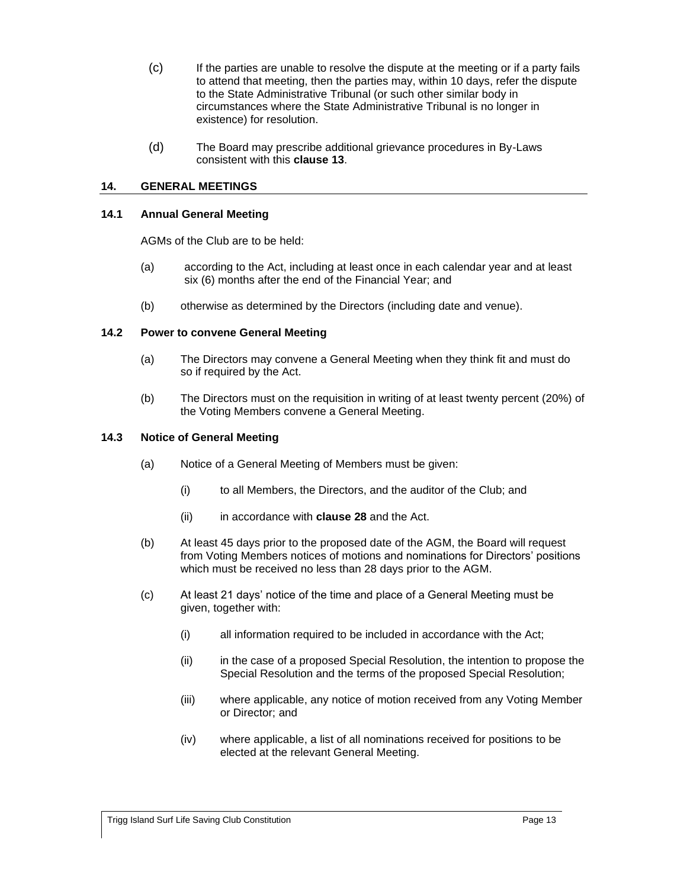(c) If the parties are unable to resolve the dispute at the meeting or if a party fails to attend that meeting, then the parties may, within 10 days, refer the dispute to the State Administrative Tribunal (or such other similar body in circumstances where the State Administrative Tribunal is no longer in existence) for resolution.

(d) The Board may prescribe additional grievance procedures in By-Laws consistent with this **clause 13**.

## 14. GENERAL MEETINGS

### 14.1 Annual General Meeting

AGMs of the Club are to be held:

(a) according to the Act, including at least once in each calendar year and at least six (6) months after the end of the Financial Year; and

(b) otherwise as determined by the Directors (including date and venue).

### 14.2 Power to convene General Meeting

(a) The Directors may convene a General Meeting when they think fit and must do so if required by the Act.

(b) The Directors must on the requisition in writing of at least twenty percent (20%) of the Voting Members convene a General Meeting.

### 14.3 Notice of General Meeting

(a) Notice of a General Meeting of Members must be given:

(i) to all Members, the Directors, and the auditor of the Club; and

(ii) in accordance with **clause 28** and the Act.

(b) At least 45 days prior to the proposed date of the AGM, the Board will request from Voting Members notices of motions and nominations for Directors' positions which must be received no less than 28 days prior to the AGM.

(c) At least 21 days' notice of the time and place of a General Meeting must be given, together with:

(i) all information required to be included in accordance with the Act;

(ii) in the case of a proposed Special Resolution, the intention to propose the Special Resolution and the terms of the proposed Special Resolution;

(iii) where applicable, any notice of motion received from any Voting Member or Director; and

(iv) where applicable, a list of all nominations received for positions to be elected at the relevant General Meeting.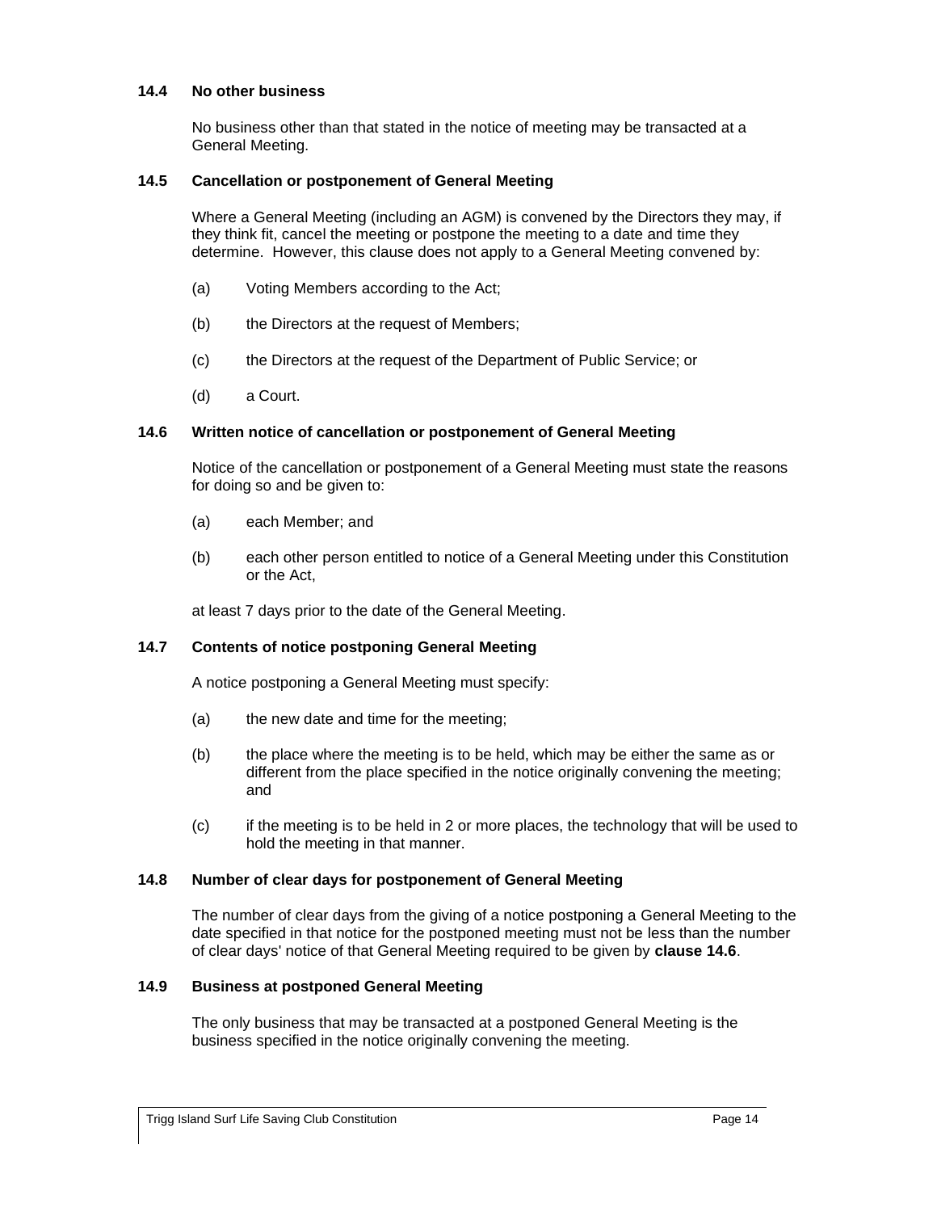### 14.4 No other business

No business other than that stated in the notice of meeting may be transacted at a General Meeting.

### 14.5 Cancellation or postponement of General Meeting

Where a General Meeting (including an AGM) is convened by the Directors they may, if they think fit, cancel the meeting or postpone the meeting to a date and time they determine. However, this clause does not apply to a General Meeting convened by:

(a) Voting Members according to the Act;

(b) the Directors at the request of Members;

(c) the Directors at the request of the Department of Public Service; or

(d) a Court.

### 14.6 Written notice of cancellation or postponement of General Meeting

Notice of the cancellation or postponement of a General Meeting must state the reasons for doing so and be given to:

(a) each Member; and

(b) each other person entitled to notice of a General Meeting under this Constitution or the Act,

at least 7 days prior to the date of the General Meeting.

### 14.7 Contents of notice postponing General Meeting

A notice postponing a General Meeting must specify:

(a) the new date and time for the meeting;

(b) the place where the meeting is to be held, which may be either the same as or different from the place specified in the notice originally convening the meeting; and

(c) if the meeting is to be held in 2 or more places, the technology that will be used to hold the meeting in that manner.

### 14.8 Number of clear days for postponement of General Meeting

The number of clear days from the giving of a notice postponing a General Meeting to the date specified in that notice for the postponed meeting must not be less than the number of clear days' notice of that General Meeting required to be given by **clause 14.6**.

### 14.9 Business at postponed General Meeting

The only business that may be transacted at a postponed General Meeting is the business specified in the notice originally convening the meeting.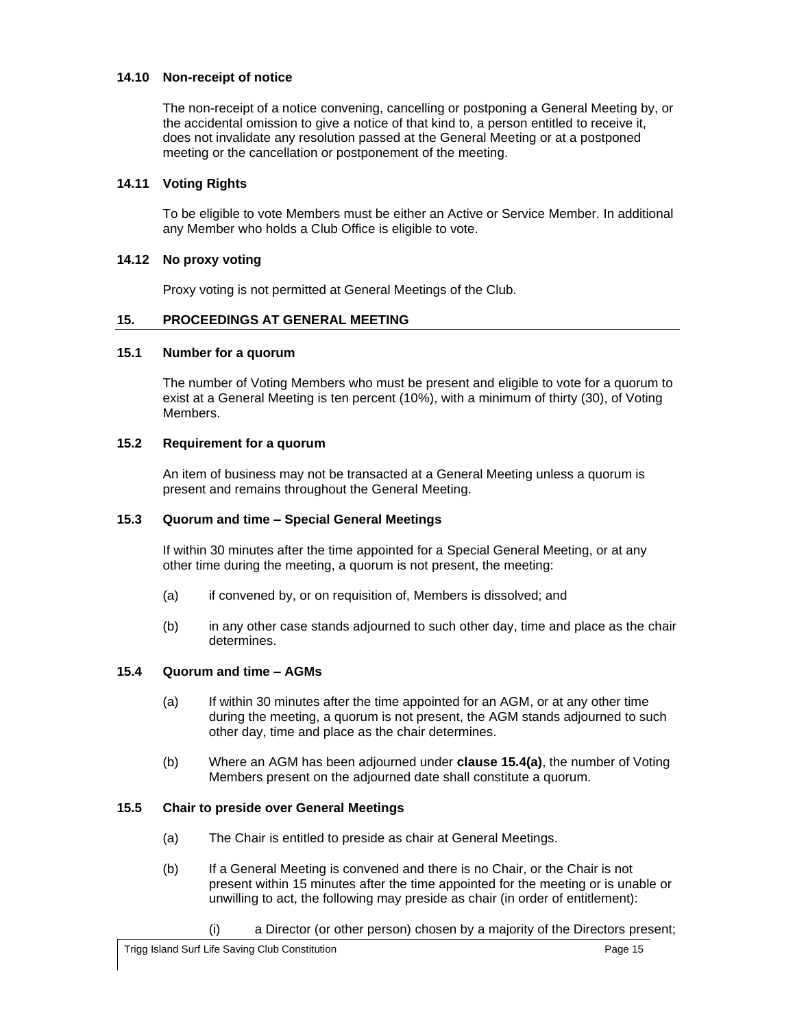#### 14.10 Non-receipt of notice

The non-receipt of a notice convening, cancelling or postponing a General Meeting by, or the accidental omission to give a notice of that kind to, a person entitled to receive it, does not invalidate any resolution passed at the General Meeting or at a postponed meeting or the cancellation or postponement of the meeting.

#### 14.11 Voting Rights

To be eligible to vote Members must be either an Active or Service Member. In additional any Member who holds a Club Office is eligible to vote.

#### 14.12 No proxy voting

Proxy voting is not permitted at General Meetings of the Club.

### 15. PROCEEDINGS AT GENERAL MEETING

#### 15.1 Number for a quorum

The number of Voting Members who must be present and eligible to vote for a quorum to exist at a General Meeting is ten percent (10%), with a minimum of thirty (30), of Voting Members.

#### 15.2 Requirement for a quorum

An item of business may not be transacted at a General Meeting unless a quorum is present and remains throughout the General Meeting.

#### 15.3 Quorum and time – Special General Meetings

If within 30 minutes after the time appointed for a Special General Meeting, or at any other time during the meeting, a quorum is not present, the meeting:

(a) if convened by, or on requisition of, Members is dissolved; and

(b) in any other case stands adjourned to such other day, time and place as the chair determines.

#### 15.4 Quorum and time – AGMs

(a) If within 30 minutes after the time appointed for an AGM, or at any other time during the meeting, a quorum is not present, the AGM stands adjourned to such other day, time and place as the chair determines.

(b) Where an AGM has been adjourned under **clause 15.4(a)**, the number of Voting Members present on the adjourned date shall constitute a quorum.

#### 15.5 Chair to preside over General Meetings

(a) The Chair is entitled to preside as chair at General Meetings.

(b) If a General Meeting is convened and there is no Chair, or the Chair is not present within 15 minutes after the time appointed for the meeting or is unable or unwilling to act, the following may preside as chair (in order of entitlement):

(i) a Director (or other person) chosen by a majority of the Directors present;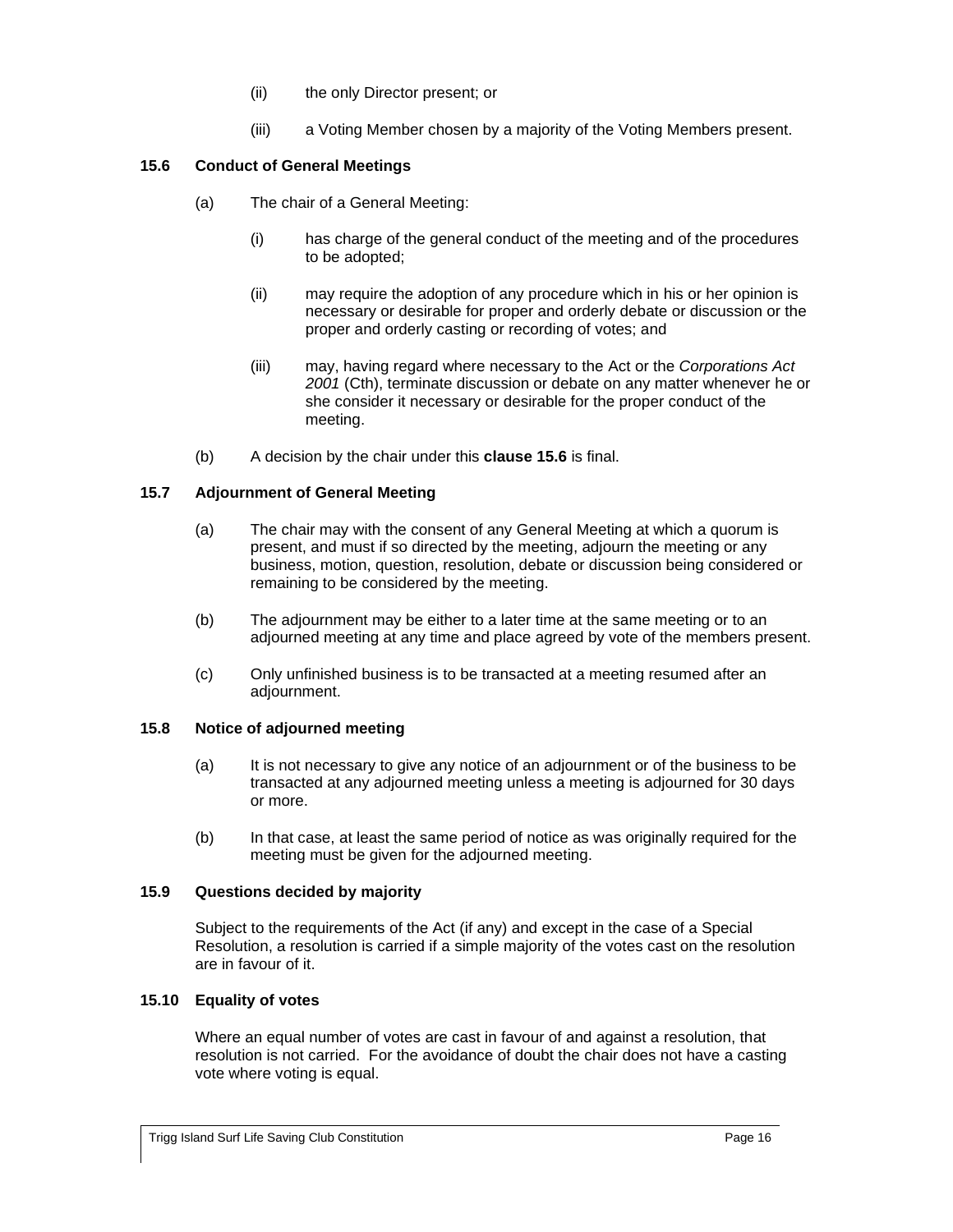(ii) the only Director present; or

(iii) a Voting Member chosen by a majority of the Voting Members present.

### 15.6 Conduct of General Meetings

(a) The chair of a General Meeting:

(i) has charge of the general conduct of the meeting and of the procedures to be adopted;

(ii) may require the adoption of any procedure which in his or her opinion is necessary or desirable for proper and orderly debate or discussion or the proper and orderly casting or recording of votes; and

(iii) may, having regard where necessary to the Act or the *Corporations Act 2001* (Cth), terminate discussion or debate on any matter whenever he or she consider it necessary or desirable for the proper conduct of the meeting.

(b) A decision by the chair under this **clause 15.6** is final.

### 15.7 Adjournment of General Meeting

(a) The chair may with the consent of any General Meeting at which a quorum is present, and must if so directed by the meeting, adjourn the meeting or any business, motion, question, resolution, debate or discussion being considered or remaining to be considered by the meeting.

(b) The adjournment may be either to a later time at the same meeting or to an adjourned meeting at any time and place agreed by vote of the members present.

(c) Only unfinished business is to be transacted at a meeting resumed after an adjournment.

### 15.8 Notice of adjourned meeting

(a) It is not necessary to give any notice of an adjournment or of the business to be transacted at any adjourned meeting unless a meeting is adjourned for 30 days or more.

(b) In that case, at least the same period of notice as was originally required for the meeting must be given for the adjourned meeting.

### 15.9 Questions decided by majority

Subject to the requirements of the Act (if any) and except in the case of a Special Resolution, a resolution is carried if a simple majority of the votes cast on the resolution are in favour of it.

### 15.10 Equality of votes

Where an equal number of votes are cast in favour of and against a resolution, that resolution is not carried. For the avoidance of doubt the chair does not have a casting vote where voting is equal.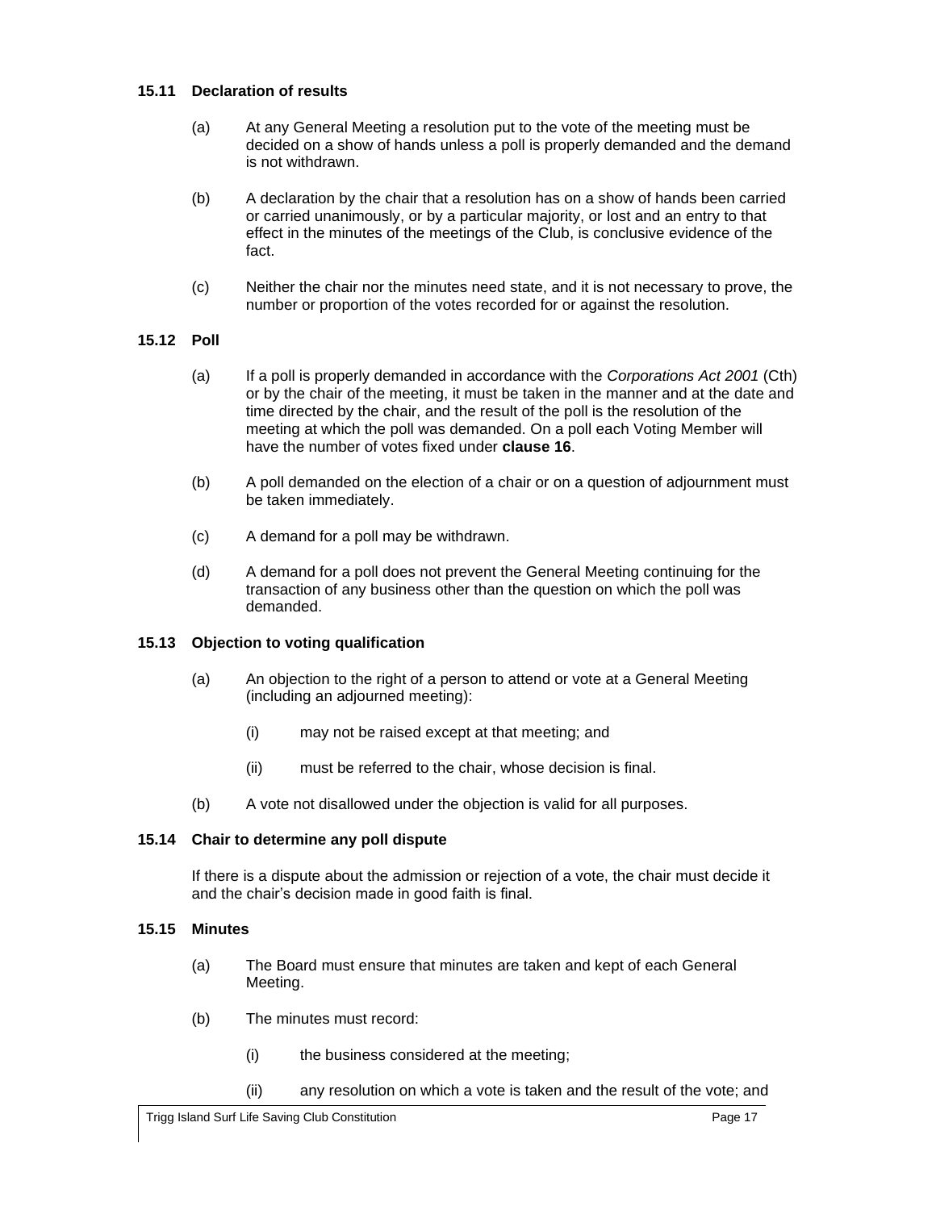### 15.11 Declaration of results

(a) At any General Meeting a resolution put to the vote of the meeting must be decided on a show of hands unless a poll is properly demanded and the demand is not withdrawn.

(b) A declaration by the chair that a resolution has on a show of hands been carried or carried unanimously, or by a particular majority, or lost and an entry to that effect in the minutes of the meetings of the Club, is conclusive evidence of the fact.

(c) Neither the chair nor the minutes need state, and it is not necessary to prove, the number or proportion of the votes recorded for or against the resolution.

### 15.12 Poll

(a) If a poll is properly demanded in accordance with the *Corporations Act 2001* (Cth) or by the chair of the meeting, it must be taken in the manner and at the date and time directed by the chair, and the result of the poll is the resolution of the meeting at which the poll was demanded. On a poll each Voting Member will have the number of votes fixed under **clause 16**.

(b) A poll demanded on the election of a chair or on a question of adjournment must be taken immediately.

(c) A demand for a poll may be withdrawn.

(d) A demand for a poll does not prevent the General Meeting continuing for the transaction of any business other than the question on which the poll was demanded.

### 15.13 Objection to voting qualification

(a) An objection to the right of a person to attend or vote at a General Meeting (including an adjourned meeting):

  (i) may not be raised except at that meeting; and

  (ii) must be referred to the chair, whose decision is final.

(b) A vote not disallowed under the objection is valid for all purposes.

### 15.14 Chair to determine any poll dispute

If there is a dispute about the admission or rejection of a vote, the chair must decide it and the chair's decision made in good faith is final.

### 15.15 Minutes

(a) The Board must ensure that minutes are taken and kept of each General Meeting.

(b) The minutes must record:

  (i) the business considered at the meeting;

  (ii) any resolution on which a vote is taken and the result of the vote; and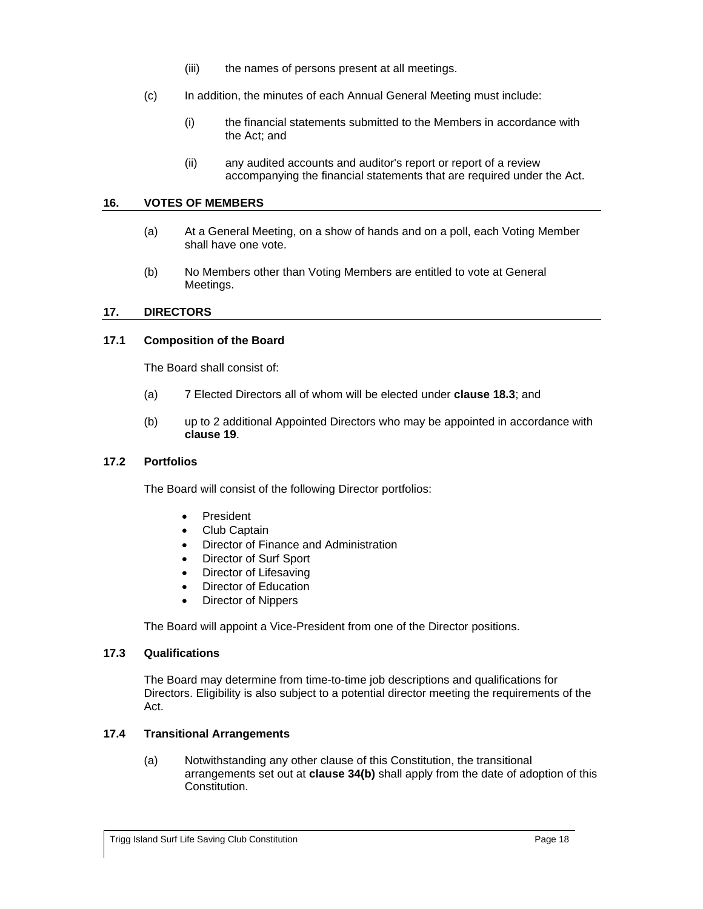(iii) the names of persons present at all meetings.

(c) In addition, the minutes of each Annual General Meeting must include:

(i) the financial statements submitted to the Members in accordance with the Act; and

(ii) any audited accounts and auditor's report or report of a review accompanying the financial statements that are required under the Act.

## 16. VOTES OF MEMBERS

(a) At a General Meeting, on a show of hands and on a poll, each Voting Member shall have one vote.

(b) No Members other than Voting Members are entitled to vote at General Meetings.

## 17. DIRECTORS

### 17.1 Composition of the Board

The Board shall consist of:

(a) 7 Elected Directors all of whom will be elected under **clause 18.3**; and

(b) up to 2 additional Appointed Directors who may be appointed in accordance with **clause 19**.

### 17.2 Portfolios

The Board will consist of the following Director portfolios:

- President
- Club Captain
- Director of Finance and Administration
- Director of Surf Sport
- Director of Lifesaving
- Director of Education
- Director of Nippers

The Board will appoint a Vice-President from one of the Director positions.

### 17.3 Qualifications

The Board may determine from time-to-time job descriptions and qualifications for Directors. Eligibility is also subject to a potential director meeting the requirements of the Act.

### 17.4 Transitional Arrangements

(a) Notwithstanding any other clause of this Constitution, the transitional arrangements set out at **clause 34(b)** shall apply from the date of adoption of this Constitution.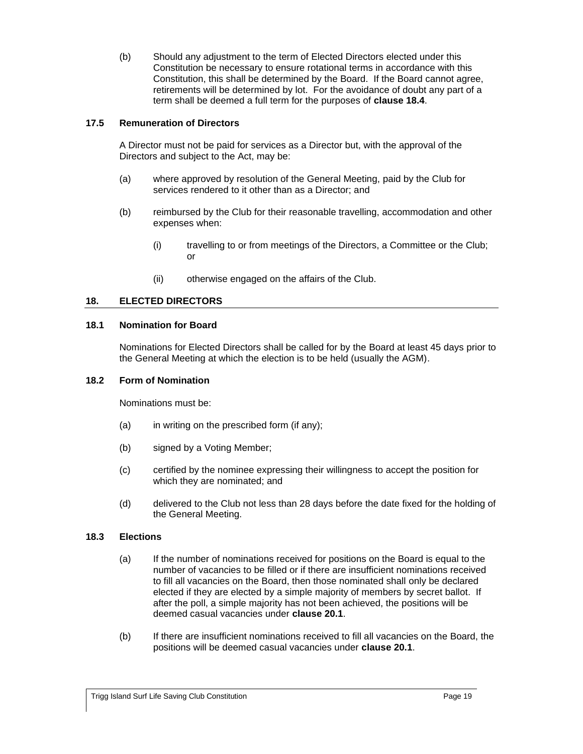(b) Should any adjustment to the term of Elected Directors elected under this Constitution be necessary to ensure rotational terms in accordance with this Constitution, this shall be determined by the Board. If the Board cannot agree, retirements will be determined by lot. For the avoidance of doubt any part of a term shall be deemed a full term for the purposes of **clause 18.4**.

### 17.5 Remuneration of Directors

A Director must not be paid for services as a Director but, with the approval of the Directors and subject to the Act, may be:

(a) where approved by resolution of the General Meeting, paid by the Club for services rendered to it other than as a Director; and

(b) reimbursed by the Club for their reasonable travelling, accommodation and other expenses when:

(i) travelling to or from meetings of the Directors, a Committee or the Club; or

(ii) otherwise engaged on the affairs of the Club.

## 18. ELECTED DIRECTORS

### 18.1 Nomination for Board

Nominations for Elected Directors shall be called for by the Board at least 45 days prior to the General Meeting at which the election is to be held (usually the AGM).

### 18.2 Form of Nomination

Nominations must be:

(a) in writing on the prescribed form (if any);

(b) signed by a Voting Member;

(c) certified by the nominee expressing their willingness to accept the position for which they are nominated; and

(d) delivered to the Club not less than 28 days before the date fixed for the holding of the General Meeting.

### 18.3 Elections

(a) If the number of nominations received for positions on the Board is equal to the number of vacancies to be filled or if there are insufficient nominations received to fill all vacancies on the Board, then those nominated shall only be declared elected if they are elected by a simple majority of members by secret ballot. If after the poll, a simple majority has not been achieved, the positions will be deemed casual vacancies under **clause 20.1**.

(b) If there are insufficient nominations received to fill all vacancies on the Board, the positions will be deemed casual vacancies under **clause 20.1**.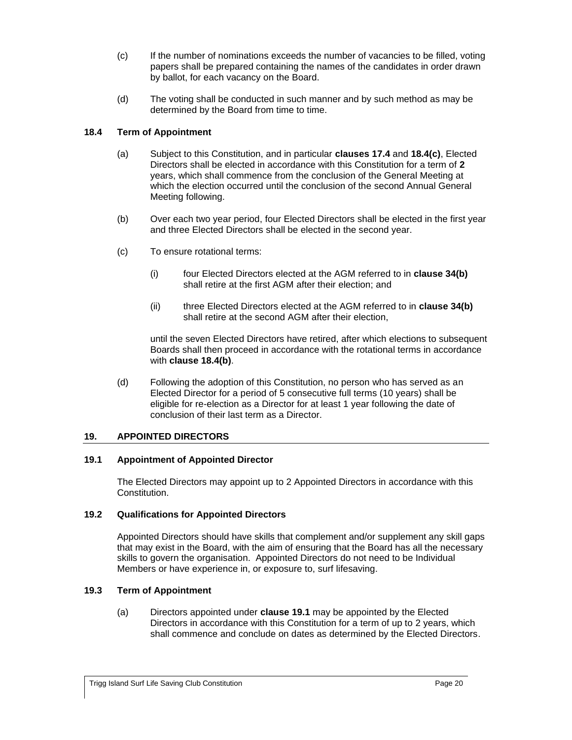(c) If the number of nominations exceeds the number of vacancies to be filled, voting papers shall be prepared containing the names of the candidates in order drawn by ballot, for each vacancy on the Board.

(d) The voting shall be conducted in such manner and by such method as may be determined by the Board from time to time.

### 18.4 Term of Appointment

(a) Subject to this Constitution, and in particular **clauses 17.4** and **18.4(c)**, Elected Directors shall be elected in accordance with this Constitution for a term of **2** years, which shall commence from the conclusion of the General Meeting at which the election occurred until the conclusion of the second Annual General Meeting following.

(b) Over each two year period, four Elected Directors shall be elected in the first year and three Elected Directors shall be elected in the second year.

(c) To ensure rotational terms:

(i) four Elected Directors elected at the AGM referred to in **clause 34(b)** shall retire at the first AGM after their election; and

(ii) three Elected Directors elected at the AGM referred to in **clause 34(b)** shall retire at the second AGM after their election,

until the seven Elected Directors have retired, after which elections to subsequent Boards shall then proceed in accordance with the rotational terms in accordance with **clause 18.4(b)**.

(d) Following the adoption of this Constitution, no person who has served as an Elected Director for a period of 5 consecutive full terms (10 years) shall be eligible for re-election as a Director for at least 1 year following the date of conclusion of their last term as a Director.

## 19. APPOINTED DIRECTORS

### 19.1 Appointment of Appointed Director

The Elected Directors may appoint up to 2 Appointed Directors in accordance with this Constitution.

### 19.2 Qualifications for Appointed Directors

Appointed Directors should have skills that complement and/or supplement any skill gaps that may exist in the Board, with the aim of ensuring that the Board has all the necessary skills to govern the organisation. Appointed Directors do not need to be Individual Members or have experience in, or exposure to, surf lifesaving.

### 19.3 Term of Appointment

(a) Directors appointed under **clause 19.1** may be appointed by the Elected Directors in accordance with this Constitution for a term of up to 2 years, which shall commence and conclude on dates as determined by the Elected Directors.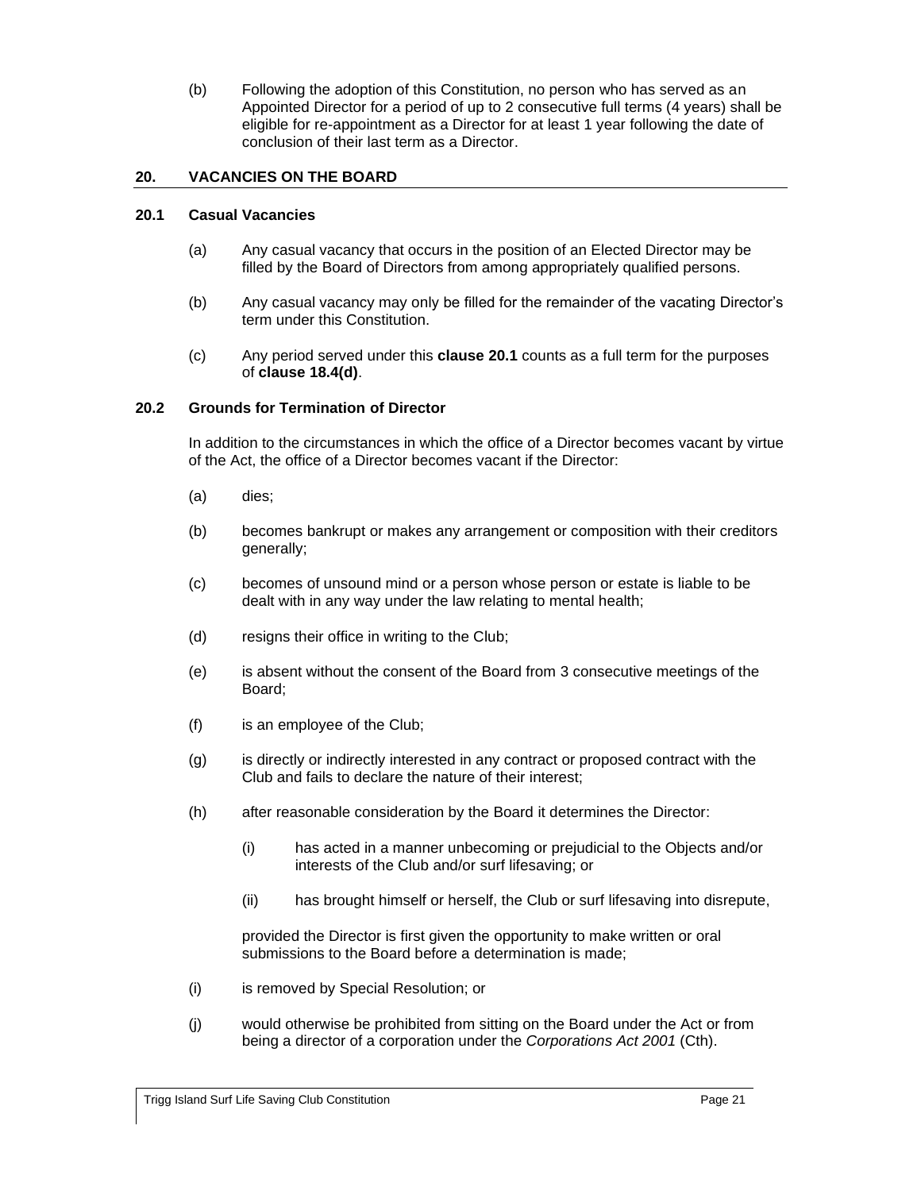(b) Following the adoption of this Constitution, no person who has served as an Appointed Director for a period of up to 2 consecutive full terms (4 years) shall be eligible for re-appointment as a Director for at least 1 year following the date of conclusion of their last term as a Director.

## 20. VACANCIES ON THE BOARD

### 20.1 Casual Vacancies

(a) Any casual vacancy that occurs in the position of an Elected Director may be filled by the Board of Directors from among appropriately qualified persons.

(b) Any casual vacancy may only be filled for the remainder of the vacating Director's term under this Constitution.

(c) Any period served under this **clause 20.1** counts as a full term for the purposes of **clause 18.4(d)**.

### 20.2 Grounds for Termination of Director

In addition to the circumstances in which the office of a Director becomes vacant by virtue of the Act, the office of a Director becomes vacant if the Director:

(a) dies;

(b) becomes bankrupt or makes any arrangement or composition with their creditors generally;

(c) becomes of unsound mind or a person whose person or estate is liable to be dealt with in any way under the law relating to mental health;

(d) resigns their office in writing to the Club;

(e) is absent without the consent of the Board from 3 consecutive meetings of the Board;

(f) is an employee of the Club;

(g) is directly or indirectly interested in any contract or proposed contract with the Club and fails to declare the nature of their interest;

(h) after reasonable consideration by the Board it determines the Director:

   (i) has acted in a manner unbecoming or prejudicial to the Objects and/or interests of the Club and/or surf lifesaving; or

   (ii) has brought himself or herself, the Club or surf lifesaving into disrepute,

   provided the Director is first given the opportunity to make written or oral submissions to the Board before a determination is made;

(i) is removed by Special Resolution; or

(j) would otherwise be prohibited from sitting on the Board under the Act or from being a director of a corporation under the *Corporations Act 2001* (Cth).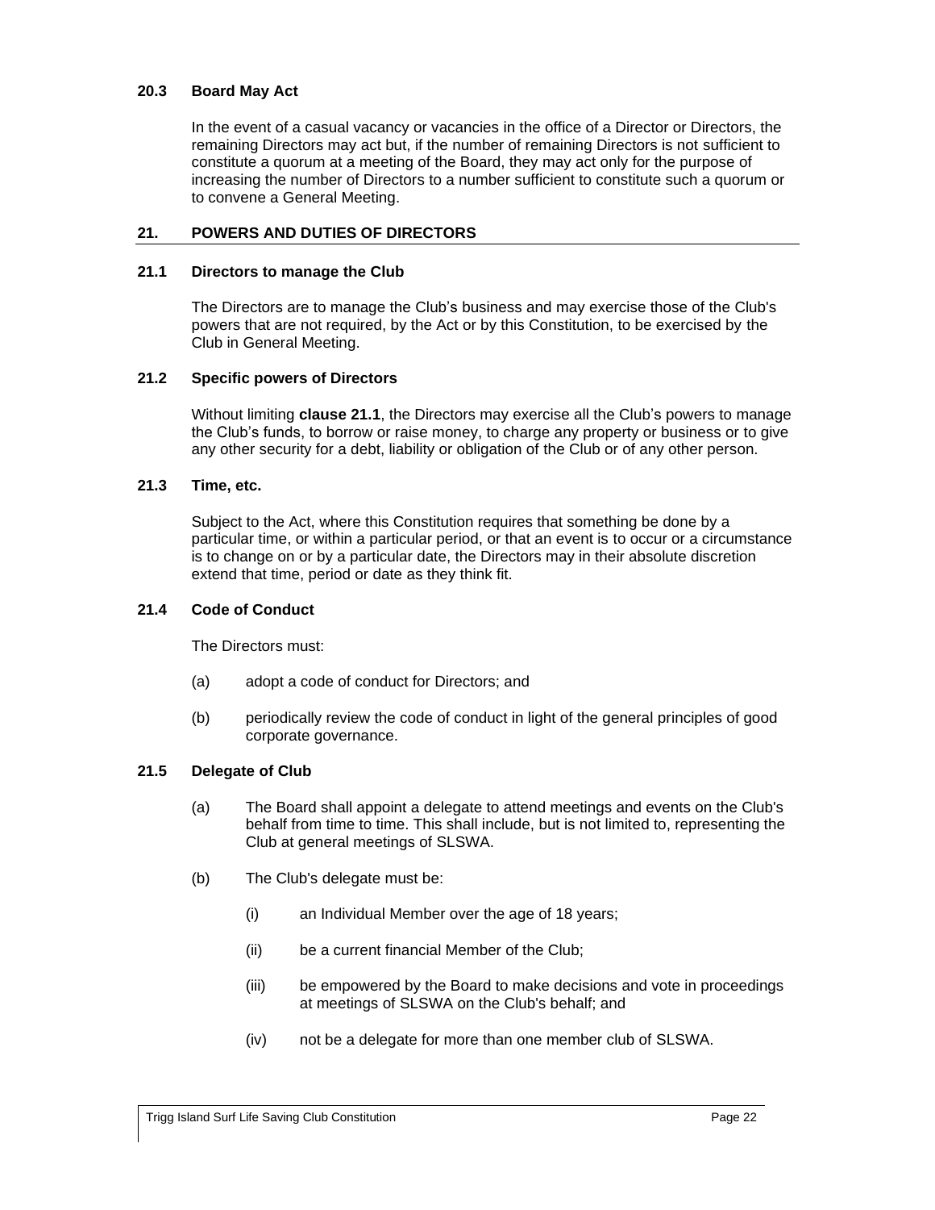### 20.3 Board May Act

In the event of a casual vacancy or vacancies in the office of a Director or Directors, the remaining Directors may act but, if the number of remaining Directors is not sufficient to constitute a quorum at a meeting of the Board, they may act only for the purpose of increasing the number of Directors to a number sufficient to constitute such a quorum or to convene a General Meeting.

## 21. POWERS AND DUTIES OF DIRECTORS

### 21.1 Directors to manage the Club

The Directors are to manage the Club's business and may exercise those of the Club's powers that are not required, by the Act or by this Constitution, to be exercised by the Club in General Meeting.

### 21.2 Specific powers of Directors

Without limiting **clause 21.1**, the Directors may exercise all the Club's powers to manage the Club's funds, to borrow or raise money, to charge any property or business or to give any other security for a debt, liability or obligation of the Club or of any other person.

### 21.3 Time, etc.

Subject to the Act, where this Constitution requires that something be done by a particular time, or within a particular period, or that an event is to occur or a circumstance is to change on or by a particular date, the Directors may in their absolute discretion extend that time, period or date as they think fit.

### 21.4 Code of Conduct

The Directors must:

(a) adopt a code of conduct for Directors; and

(b) periodically review the code of conduct in light of the general principles of good corporate governance.

### 21.5 Delegate of Club

(a) The Board shall appoint a delegate to attend meetings and events on the Club's behalf from time to time. This shall include, but is not limited to, representing the Club at general meetings of SLSWA.

(b) The Club's delegate must be:

(i) an Individual Member over the age of 18 years;

(ii) be a current financial Member of the Club;

(iii) be empowered by the Board to make decisions and vote in proceedings at meetings of SLSWA on the Club's behalf; and

(iv) not be a delegate for more than one member club of SLSWA.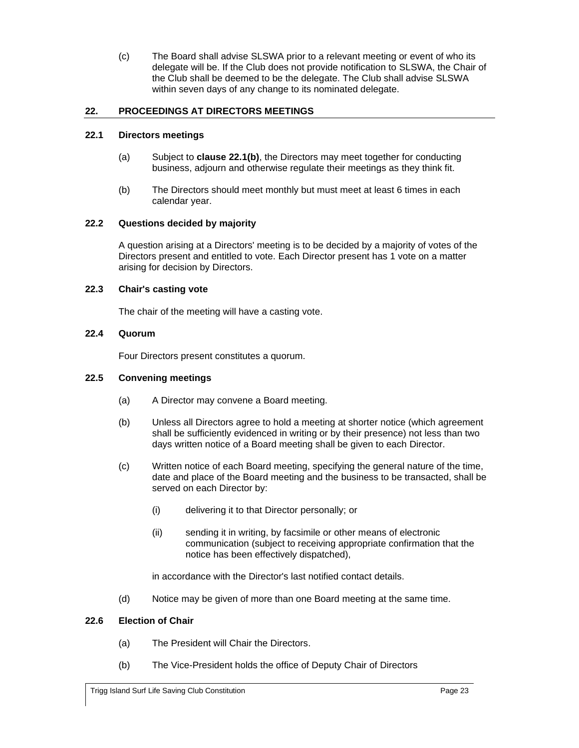(c) The Board shall advise SLSWA prior to a relevant meeting or event of who its delegate will be. If the Club does not provide notification to SLSWA, the Chair of the Club shall be deemed to be the delegate. The Club shall advise SLSWA within seven days of any change to its nominated delegate.

## 22. PROCEEDINGS AT DIRECTORS MEETINGS

### 22.1 Directors meetings

(a) Subject to **clause 22.1(b)**, the Directors may meet together for conducting business, adjourn and otherwise regulate their meetings as they think fit.

(b) The Directors should meet monthly but must meet at least 6 times in each calendar year.

### 22.2 Questions decided by majority

A question arising at a Directors' meeting is to be decided by a majority of votes of the Directors present and entitled to vote. Each Director present has 1 vote on a matter arising for decision by Directors.

### 22.3 Chair's casting vote

The chair of the meeting will have a casting vote.

### 22.4 Quorum

Four Directors present constitutes a quorum.

### 22.5 Convening meetings

(a) A Director may convene a Board meeting.

(b) Unless all Directors agree to hold a meeting at shorter notice (which agreement shall be sufficiently evidenced in writing or by their presence) not less than two days written notice of a Board meeting shall be given to each Director.

(c) Written notice of each Board meeting, specifying the general nature of the time, date and place of the Board meeting and the business to be transacted, shall be served on each Director by:

(i) delivering it to that Director personally; or

(ii) sending it in writing, by facsimile or other means of electronic communication (subject to receiving appropriate confirmation that the notice has been effectively dispatched),

in accordance with the Director's last notified contact details.

(d) Notice may be given of more than one Board meeting at the same time.

### 22.6 Election of Chair

(a) The President will Chair the Directors.

(b) The Vice-President holds the office of Deputy Chair of Directors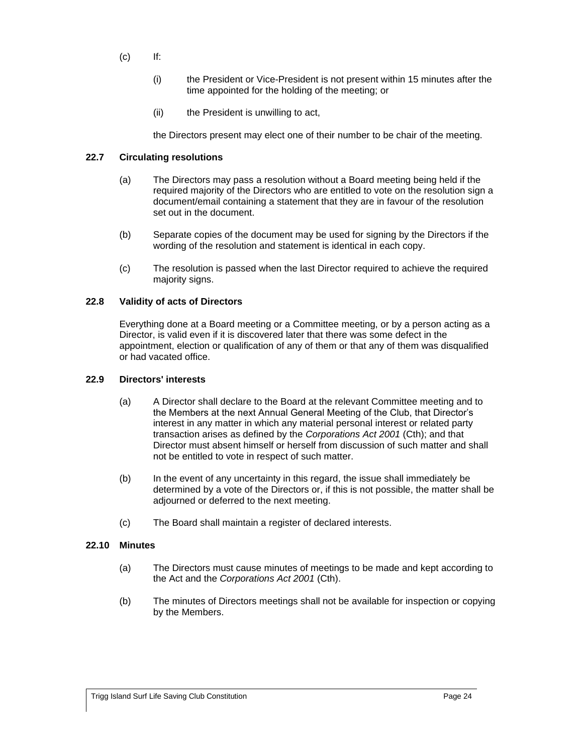(c) If:

  (i) the President or Vice-President is not present within 15 minutes after the time appointed for the holding of the meeting; or

  (ii) the President is unwilling to act,

  the Directors present may elect one of their number to be chair of the meeting.

### 22.7 Circulating resolutions

(a) The Directors may pass a resolution without a Board meeting being held if the required majority of the Directors who are entitled to vote on the resolution sign a document/email containing a statement that they are in favour of the resolution set out in the document.

(b) Separate copies of the document may be used for signing by the Directors if the wording of the resolution and statement is identical in each copy.

(c) The resolution is passed when the last Director required to achieve the required majority signs.

### 22.8 Validity of acts of Directors

Everything done at a Board meeting or a Committee meeting, or by a person acting as a Director, is valid even if it is discovered later that there was some defect in the appointment, election or qualification of any of them or that any of them was disqualified or had vacated office.

### 22.9 Directors' interests

(a) A Director shall declare to the Board at the relevant Committee meeting and to the Members at the next Annual General Meeting of the Club, that Director's interest in any matter in which any material personal interest or related party transaction arises as defined by the *Corporations Act 2001* (Cth); and that Director must absent himself or herself from discussion of such matter and shall not be entitled to vote in respect of such matter.

(b) In the event of any uncertainty in this regard, the issue shall immediately be determined by a vote of the Directors or, if this is not possible, the matter shall be adjourned or deferred to the next meeting.

(c) The Board shall maintain a register of declared interests.

### 22.10 Minutes

(a) The Directors must cause minutes of meetings to be made and kept according to the Act and the *Corporations Act 2001* (Cth).

(b) The minutes of Directors meetings shall not be available for inspection or copying by the Members.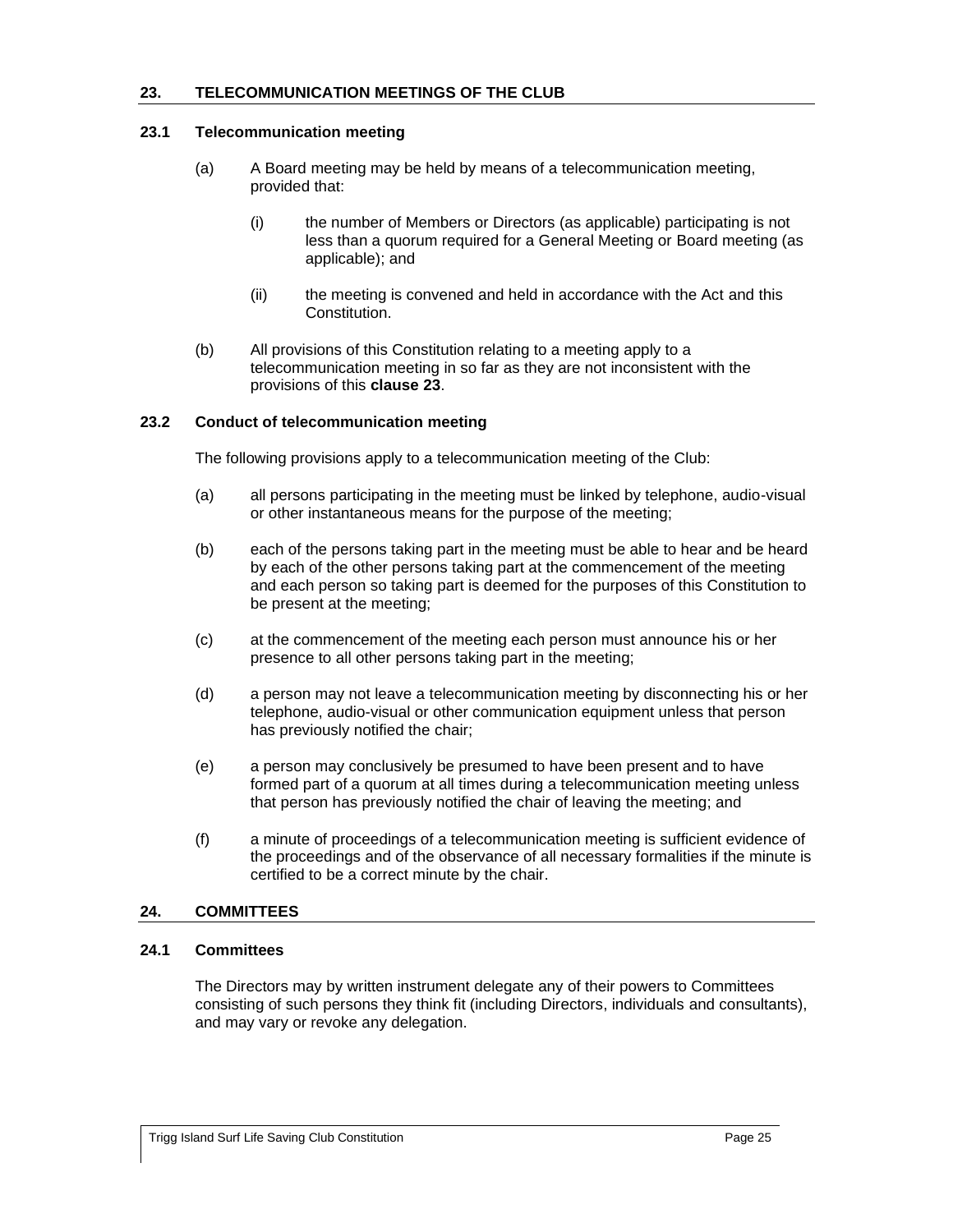## 23. TELECOMMUNICATION MEETINGS OF THE CLUB

### 23.1 Telecommunication meeting

(a) A Board meeting may be held by means of a telecommunication meeting, provided that:

(i) the number of Members or Directors (as applicable) participating is not less than a quorum required for a General Meeting or Board meeting (as applicable); and

(ii) the meeting is convened and held in accordance with the Act and this Constitution.

(b) All provisions of this Constitution relating to a meeting apply to a telecommunication meeting in so far as they are not inconsistent with the provisions of this **clause 23**.

### 23.2 Conduct of telecommunication meeting

The following provisions apply to a telecommunication meeting of the Club:

(a) all persons participating in the meeting must be linked by telephone, audio-visual or other instantaneous means for the purpose of the meeting;

(b) each of the persons taking part in the meeting must be able to hear and be heard by each of the other persons taking part at the commencement of the meeting and each person so taking part is deemed for the purposes of this Constitution to be present at the meeting;

(c) at the commencement of the meeting each person must announce his or her presence to all other persons taking part in the meeting;

(d) a person may not leave a telecommunication meeting by disconnecting his or her telephone, audio-visual or other communication equipment unless that person has previously notified the chair;

(e) a person may conclusively be presumed to have been present and to have formed part of a quorum at all times during a telecommunication meeting unless that person has previously notified the chair of leaving the meeting; and

(f) a minute of proceedings of a telecommunication meeting is sufficient evidence of the proceedings and of the observance of all necessary formalities if the minute is certified to be a correct minute by the chair.

## 24. COMMITTEES

### 24.1 Committees

The Directors may by written instrument delegate any of their powers to Committees consisting of such persons they think fit (including Directors, individuals and consultants), and may vary or revoke any delegation.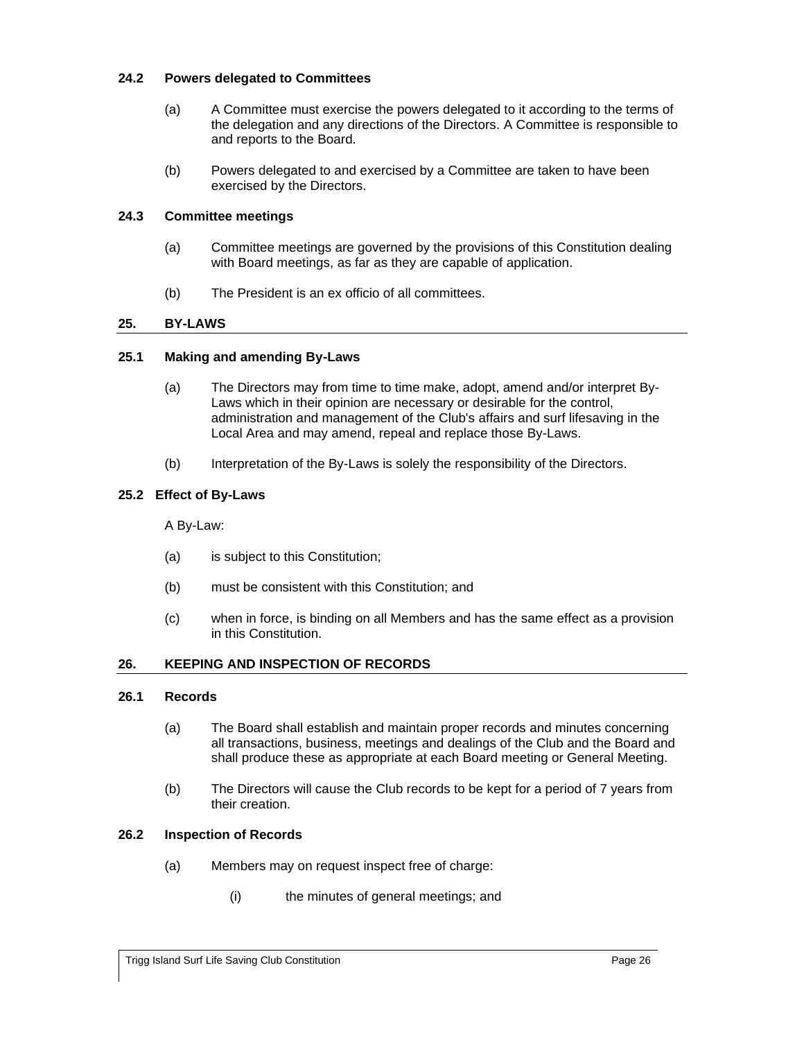### 24.2 Powers delegated to Committees

(a) A Committee must exercise the powers delegated to it according to the terms of the delegation and any directions of the Directors. A Committee is responsible to and reports to the Board.

(b) Powers delegated to and exercised by a Committee are taken to have been exercised by the Directors.

### 24.3 Committee meetings

(a) Committee meetings are governed by the provisions of this Constitution dealing with Board meetings, as far as they are capable of application.

(b) The President is an ex officio of all committees.

## 25. BY-LAWS

### 25.1 Making and amending By-Laws

(a) The Directors may from time to time make, adopt, amend and/or interpret By-Laws which in their opinion are necessary or desirable for the control, administration and management of the Club's affairs and surf lifesaving in the Local Area and may amend, repeal and replace those By-Laws.

(b) Interpretation of the By-Laws is solely the responsibility of the Directors.

### 25.2 Effect of By-Laws

A By-Law:

(a) is subject to this Constitution;

(b) must be consistent with this Constitution; and

(c) when in force, is binding on all Members and has the same effect as a provision in this Constitution.

## 26. KEEPING AND INSPECTION OF RECORDS

### 26.1 Records

(a) The Board shall establish and maintain proper records and minutes concerning all transactions, business, meetings and dealings of the Club and the Board and shall produce these as appropriate at each Board meeting or General Meeting.

(b) The Directors will cause the Club records to be kept for a period of 7 years from their creation.

### 26.2 Inspection of Records

(a) Members may on request inspect free of charge:

  (i) the minutes of general meetings; and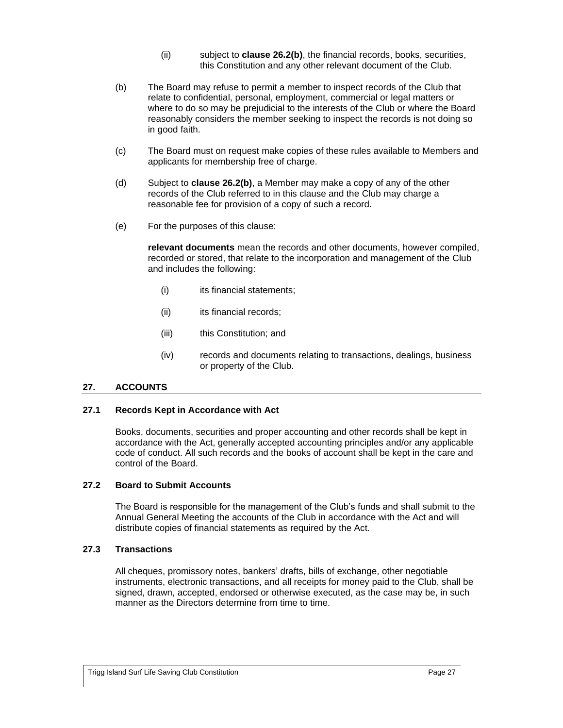(ii) subject to **clause 26.2(b)**, the financial records, books, securities, this Constitution and any other relevant document of the Club.

(b) The Board may refuse to permit a member to inspect records of the Club that relate to confidential, personal, employment, commercial or legal matters or where to do so may be prejudicial to the interests of the Club or where the Board reasonably considers the member seeking to inspect the records is not doing so in good faith.

(c) The Board must on request make copies of these rules available to Members and applicants for membership free of charge.

(d) Subject to **clause 26.2(b)**, a Member may make a copy of any of the other records of the Club referred to in this clause and the Club may charge a reasonable fee for provision of a copy of such a record.

(e) For the purposes of this clause:

**relevant documents** mean the records and other documents, however compiled, recorded or stored, that relate to the incorporation and management of the Club and includes the following:

(i) its financial statements;

(ii) its financial records;

(iii) this Constitution; and

(iv) records and documents relating to transactions, dealings, business or property of the Club.

## 27. ACCOUNTS

### 27.1 Records Kept in Accordance with Act

Books, documents, securities and proper accounting and other records shall be kept in accordance with the Act, generally accepted accounting principles and/or any applicable code of conduct. All such records and the books of account shall be kept in the care and control of the Board.

### 27.2 Board to Submit Accounts

The Board is responsible for the management of the Club's funds and shall submit to the Annual General Meeting the accounts of the Club in accordance with the Act and will distribute copies of financial statements as required by the Act.

### 27.3 Transactions

All cheques, promissory notes, bankers' drafts, bills of exchange, other negotiable instruments, electronic transactions, and all receipts for money paid to the Club, shall be signed, drawn, accepted, endorsed or otherwise executed, as the case may be, in such manner as the Directors determine from time to time.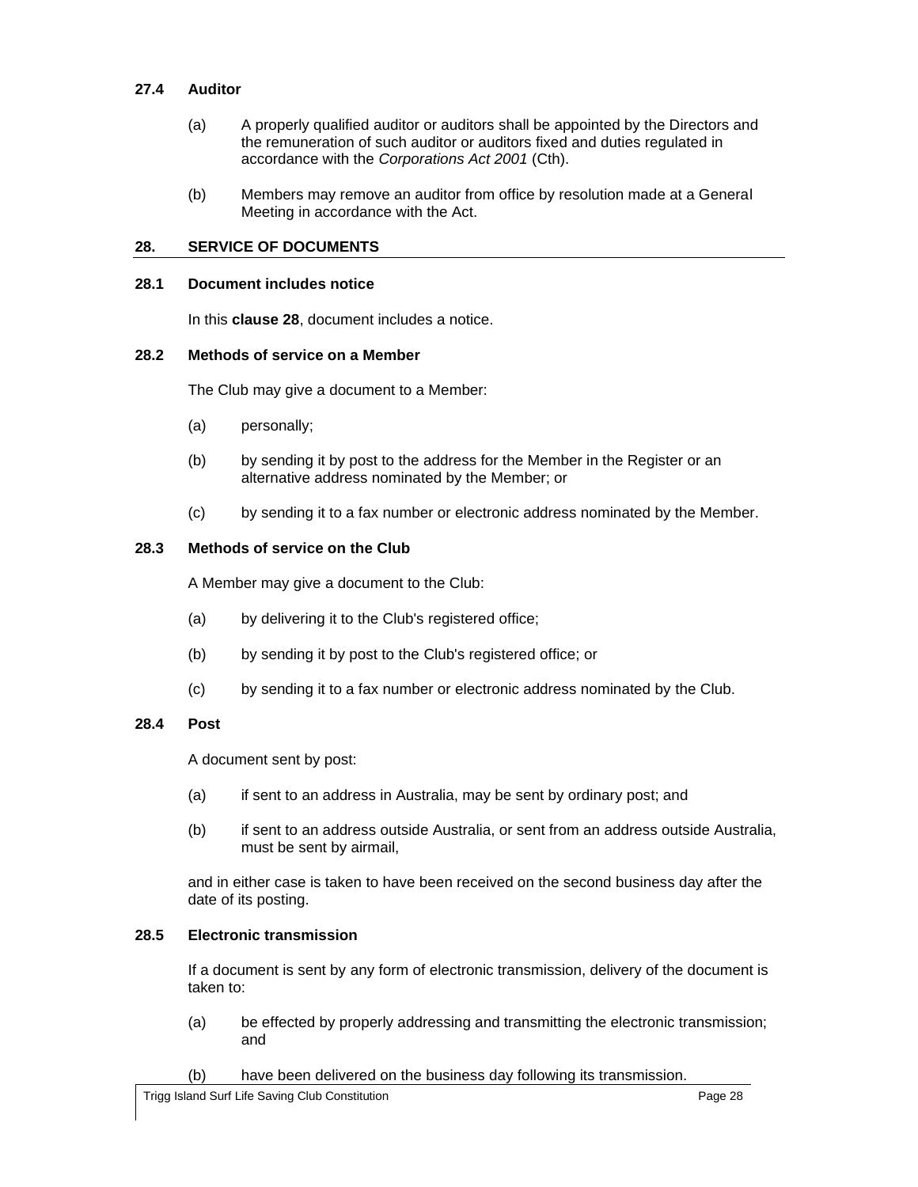### 27.4 Auditor

(a) A properly qualified auditor or auditors shall be appointed by the Directors and the remuneration of such auditor or auditors fixed and duties regulated in accordance with the *Corporations Act 2001* (Cth).

(b) Members may remove an auditor from office by resolution made at a General Meeting in accordance with the Act.

## 28. SERVICE OF DOCUMENTS

### 28.1 Document includes notice

In this **clause 28**, document includes a notice.

### 28.2 Methods of service on a Member

The Club may give a document to a Member:

(a) personally;

(b) by sending it by post to the address for the Member in the Register or an alternative address nominated by the Member; or

(c) by sending it to a fax number or electronic address nominated by the Member.

### 28.3 Methods of service on the Club

A Member may give a document to the Club:

(a) by delivering it to the Club's registered office;

(b) by sending it by post to the Club's registered office; or

(c) by sending it to a fax number or electronic address nominated by the Club.

### 28.4 Post

A document sent by post:

(a) if sent to an address in Australia, may be sent by ordinary post; and

(b) if sent to an address outside Australia, or sent from an address outside Australia, must be sent by airmail,

and in either case is taken to have been received on the second business day after the date of its posting.

### 28.5 Electronic transmission

If a document is sent by any form of electronic transmission, delivery of the document is taken to:

(a) be effected by properly addressing and transmitting the electronic transmission; and

(b) have been delivered on the business day following its transmission.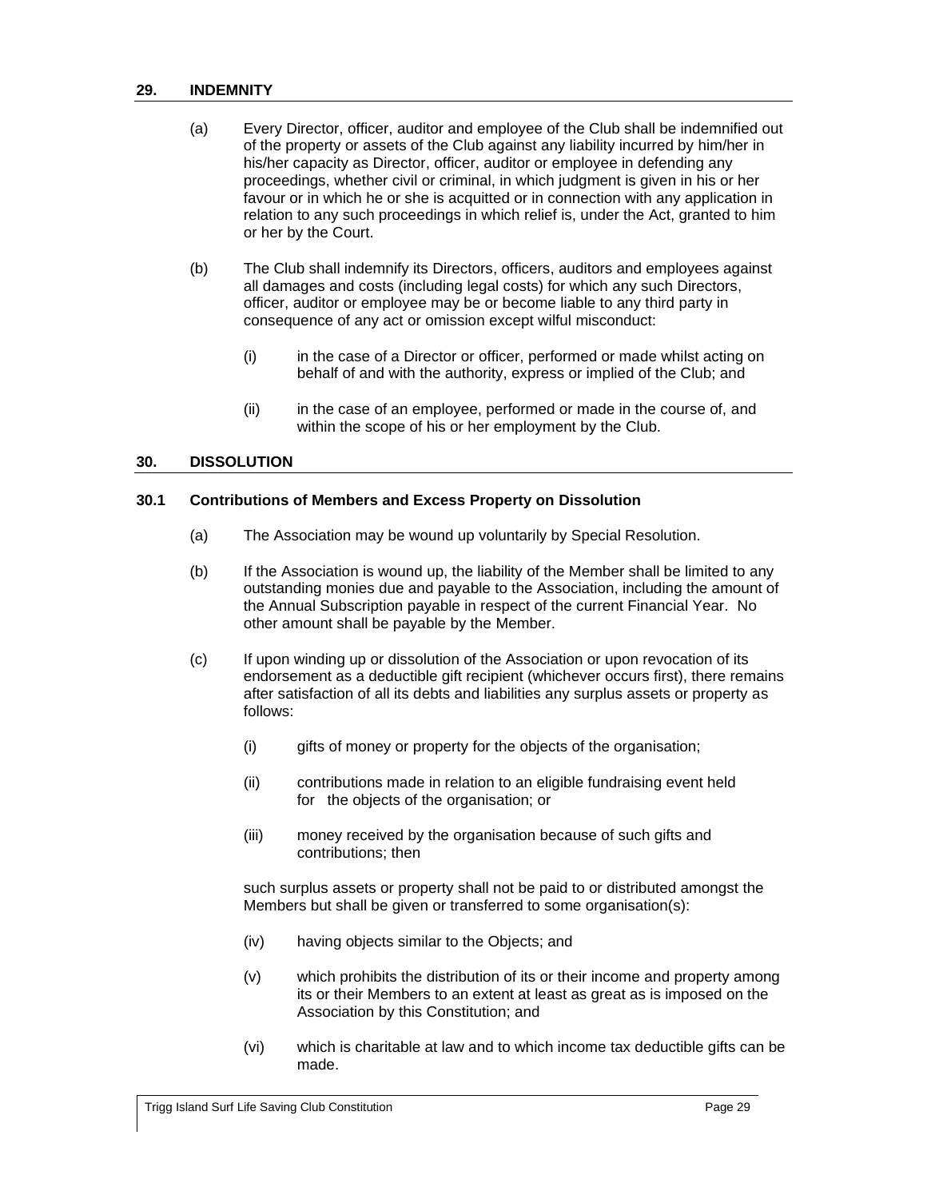## 29. INDEMNITY

(a) Every Director, officer, auditor and employee of the Club shall be indemnified out of the property or assets of the Club against any liability incurred by him/her in his/her capacity as Director, officer, auditor or employee in defending any proceedings, whether civil or criminal, in which judgment is given in his or her favour or in which he or she is acquitted or in connection with any application in relation to any such proceedings in which relief is, under the Act, granted to him or her by the Court.

(b) The Club shall indemnify its Directors, officers, auditors and employees against all damages and costs (including legal costs) for which any such Directors, officer, auditor or employee may be or become liable to any third party in consequence of any act or omission except wilful misconduct:

(i) in the case of a Director or officer, performed or made whilst acting on behalf of and with the authority, express or implied of the Club; and

(ii) in the case of an employee, performed or made in the course of, and within the scope of his or her employment by the Club.

## 30. DISSOLUTION

### 30.1 Contributions of Members and Excess Property on Dissolution

(a) The Association may be wound up voluntarily by Special Resolution.

(b) If the Association is wound up, the liability of the Member shall be limited to any outstanding monies due and payable to the Association, including the amount of the Annual Subscription payable in respect of the current Financial Year. No other amount shall be payable by the Member.

(c) If upon winding up or dissolution of the Association or upon revocation of its endorsement as a deductible gift recipient (whichever occurs first), there remains after satisfaction of all its debts and liabilities any surplus assets or property as follows:

(i) gifts of money or property for the objects of the organisation;

(ii) contributions made in relation to an eligible fundraising event held for the objects of the organisation; or

(iii) money received by the organisation because of such gifts and contributions; then

such surplus assets or property shall not be paid to or distributed amongst the Members but shall be given or transferred to some organisation(s):

(iv) having objects similar to the Objects; and

(v) which prohibits the distribution of its or their income and property among its or their Members to an extent at least as great as is imposed on the Association by this Constitution; and

(vi) which is charitable at law and to which income tax deductible gifts can be made.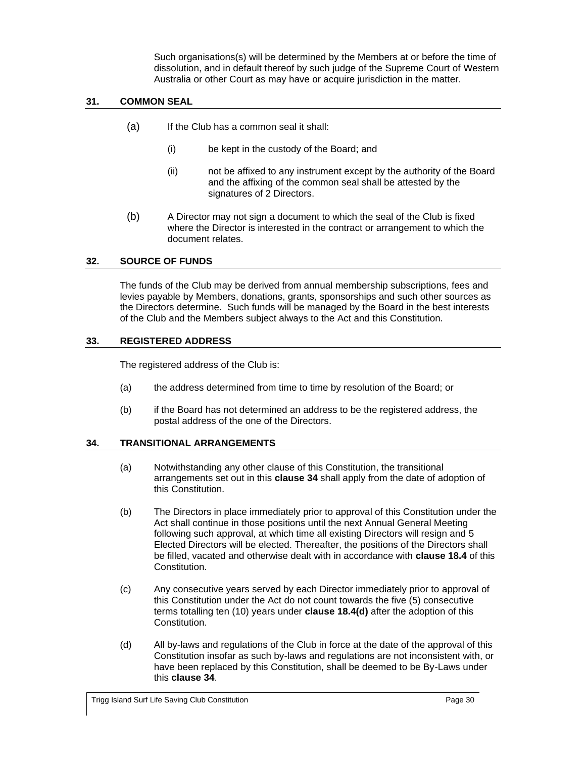Such organisations(s) will be determined by the Members at or before the time of dissolution, and in default thereof by such judge of the Supreme Court of Western Australia or other Court as may have or acquire jurisdiction in the matter.

## 31. COMMON SEAL

(a) If the Club has a common seal it shall:

   (i) be kept in the custody of the Board; and

   (ii) not be affixed to any instrument except by the authority of the Board and the affixing of the common seal shall be attested by the signatures of 2 Directors.

(b) A Director may not sign a document to which the seal of the Club is fixed where the Director is interested in the contract or arrangement to which the document relates.

## 32. SOURCE OF FUNDS

The funds of the Club may be derived from annual membership subscriptions, fees and levies payable by Members, donations, grants, sponsorships and such other sources as the Directors determine. Such funds will be managed by the Board in the best interests of the Club and the Members subject always to the Act and this Constitution.

## 33. REGISTERED ADDRESS

The registered address of the Club is:

(a) the address determined from time to time by resolution of the Board; or

(b) if the Board has not determined an address to be the registered address, the postal address of the one of the Directors.

## 34. TRANSITIONAL ARRANGEMENTS

(a) Notwithstanding any other clause of this Constitution, the transitional arrangements set out in this **clause 34** shall apply from the date of adoption of this Constitution.

(b) The Directors in place immediately prior to approval of this Constitution under the Act shall continue in those positions until the next Annual General Meeting following such approval, at which time all existing Directors will resign and 5 Elected Directors will be elected. Thereafter, the positions of the Directors shall be filled, vacated and otherwise dealt with in accordance with **clause 18.4** of this Constitution.

(c) Any consecutive years served by each Director immediately prior to approval of this Constitution under the Act do not count towards the five (5) consecutive terms totalling ten (10) years under **clause 18.4(d)** after the adoption of this Constitution.

(d) All by-laws and regulations of the Club in force at the date of the approval of this Constitution insofar as such by-laws and regulations are not inconsistent with, or have been replaced by this Constitution, shall be deemed to be By-Laws under this **clause 34**.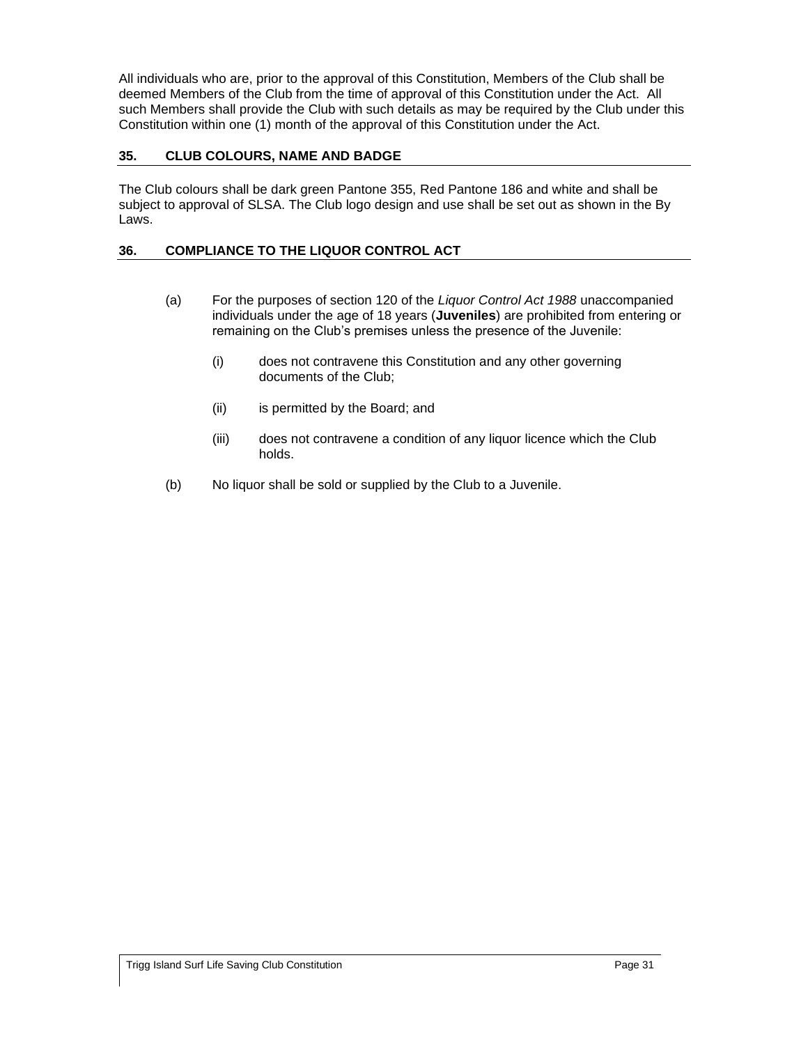All individuals who are, prior to the approval of this Constitution, Members of the Club shall be deemed Members of the Club from the time of approval of this Constitution under the Act. All such Members shall provide the Club with such details as may be required by the Club under this Constitution within one (1) month of the approval of this Constitution under the Act.

## 35. CLUB COLOURS, NAME AND BADGE

The Club colours shall be dark green Pantone 355, Red Pantone 186 and white and shall be subject to approval of SLSA. The Club logo design and use shall be set out as shown in the By Laws.

## 36. COMPLIANCE TO THE LIQUOR CONTROL ACT

(a) For the purposes of section 120 of the *Liquor Control Act 1988* unaccompanied individuals under the age of 18 years (**Juveniles**) are prohibited from entering or remaining on the Club's premises unless the presence of the Juvenile:

(i) does not contravene this Constitution and any other governing documents of the Club;

(ii) is permitted by the Board; and

(iii) does not contravene a condition of any liquor licence which the Club holds.

(b) No liquor shall be sold or supplied by the Club to a Juvenile.